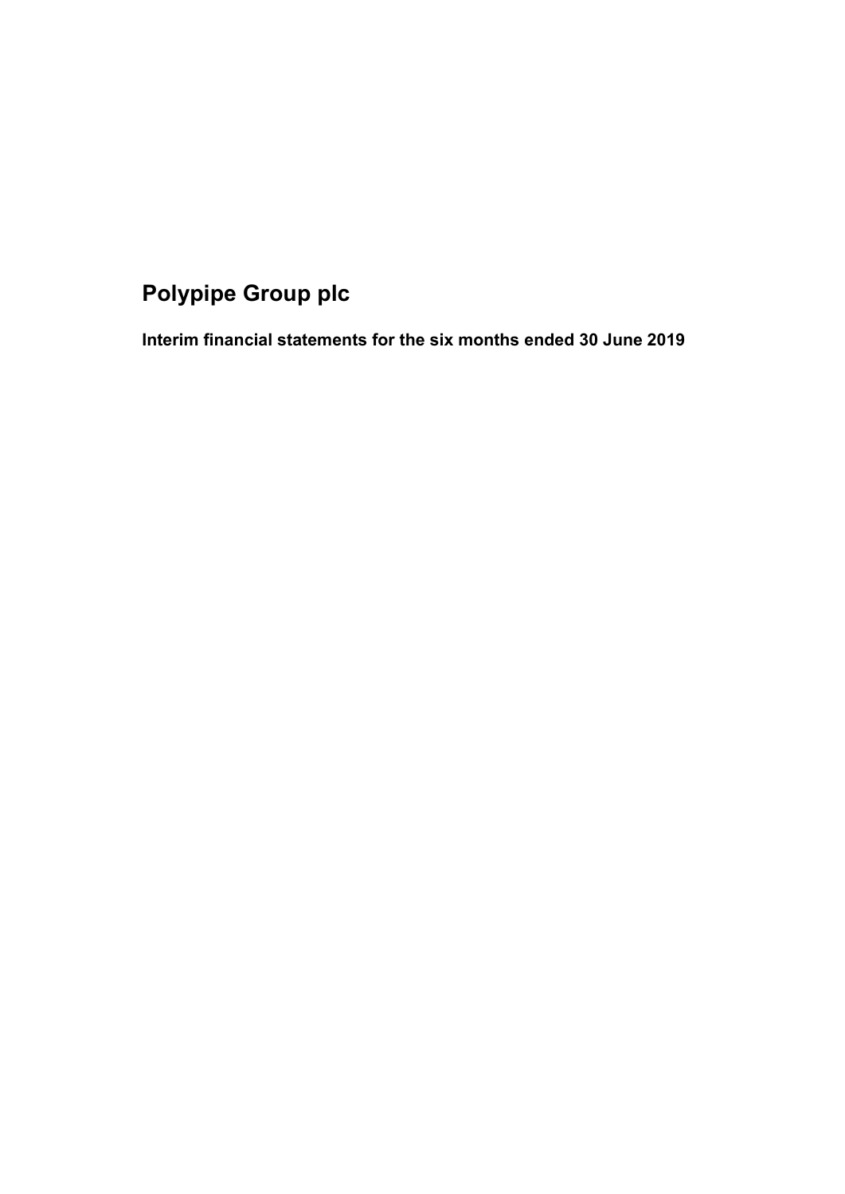# Polypipe Group plc

## Interim financial statements for the six months ended 30 June 2019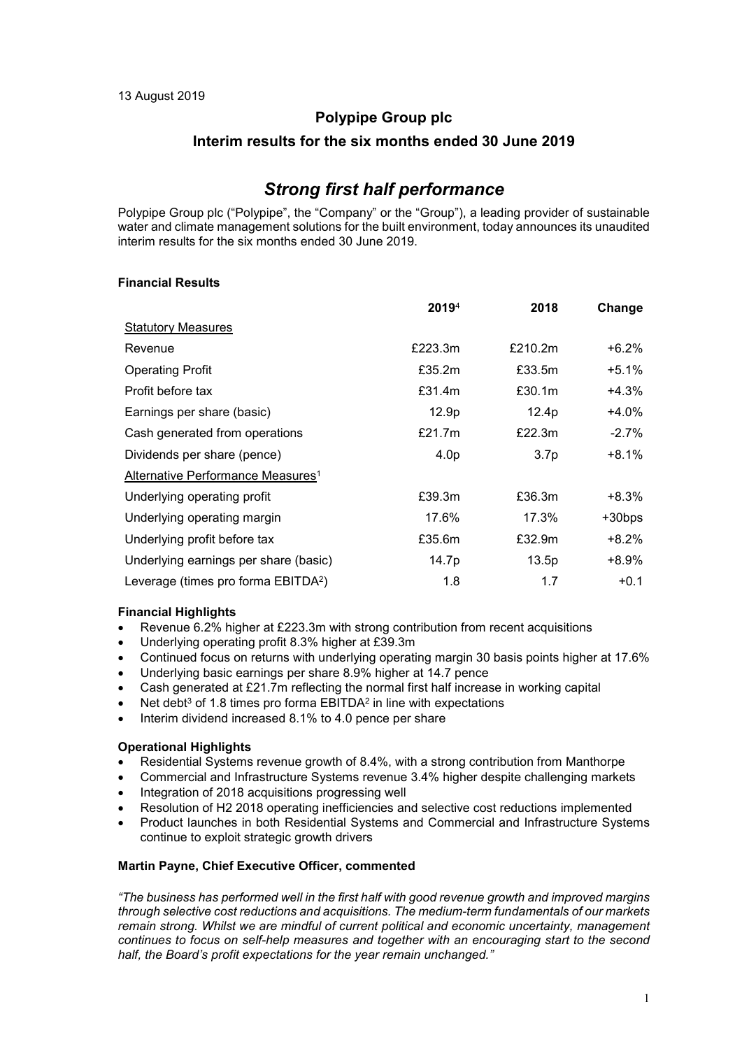13 August 2019

# Polypipe Group plc

## Interim results for the six months ended 30 June 2019

## *Strong first half performance*

Polypipe Group plc ("Polypipe", the "Company" or the "Group"), a leading provider of sustainable water and climate management solutions for the built environment, today announces its unaudited interim results for the six months ended 30 June 2019.

**Financial Results**

| | **2019**[4] | **2018** | **Change** |
|---|---|---|---|
| Statutory Measures | | | |
| Revenue | £223.3m | £210.2m | +6.2% |
| Operating Profit | £35.2m | £33.5m | +5.1% |
| Profit before tax | £31.4m | £30.1m | +4.3% |
| Earnings per share (basic) | 12.9p | 12.4p | +4.0% |
| Cash generated from operations | £21.7m | £22.3m | -2.7% |
| Dividends per share (pence) | 4.0p | 3.7p | +8.1% |
| Alternative Performance Measures[1] | | | |
| Underlying operating profit | £39.3m | £36.3m | +8.3% |
| Underlying operating margin | 17.6% | 17.3% | +30bps |
| Underlying profit before tax | £35.6m | £32.9m | +8.2% |
| Underlying earnings per share (basic) | 14.7p | 13.5p | +8.9% |
| Leverage (times pro forma EBITDA[2]) | 1.8 | 1.7 | +0.1 |

**Financial Highlights**

- Revenue 6.2% higher at £223.3m with strong contribution from recent acquisitions
- Underlying operating profit 8.3% higher at £39.3m
- Continued focus on returns with underlying operating margin 30 basis points higher at 17.6%
- Underlying basic earnings per share 8.9% higher at 14.7 pence
- Cash generated at £21.7m reflecting the normal first half increase in working capital
- Net debt[3] of 1.8 times pro forma EBITDA[2] in line with expectations
- Interim dividend increased 8.1% to 4.0 pence per share

**Operational Highlights**

- Residential Systems revenue growth of 8.4%, with a strong contribution from Manthorpe
- Commercial and Infrastructure Systems revenue 3.4% higher despite challenging markets
- Integration of 2018 acquisitions progressing well
- Resolution of H2 2018 operating inefficiencies and selective cost reductions implemented
- Product launches in both Residential Systems and Commercial and Infrastructure Systems continue to exploit strategic growth drivers

**Martin Payne, Chief Executive Officer, commented**

*"The business has performed well in the first half with good revenue growth and improved margins through selective cost reductions and acquisitions. The medium-term fundamentals of our markets remain strong. Whilst we are mindful of current political and economic uncertainty, management continues to focus on self-help measures and together with an encouraging start to the second half, the Board's profit expectations for the year remain unchanged."*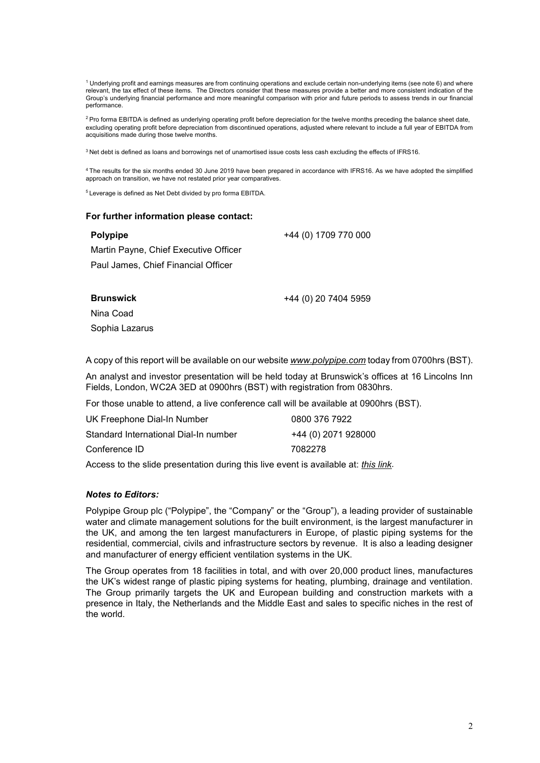[1] Underlying profit and earnings measures are from continuing operations and exclude certain non-underlying items (see note 6) and where relevant, the tax effect of these items. The Directors consider that these measures provide a better and more consistent indication of the Group's underlying financial performance and more meaningful comparison with prior and future periods to assess trends in our financial performance.

[2] Pro forma EBITDA is defined as underlying operating profit before depreciation for the twelve months preceding the balance sheet date, excluding operating profit before depreciation from discontinued operations, adjusted where relevant to include a full year of EBITDA from acquisitions made during those twelve months.

[3] Net debt is defined as loans and borrowings net of unamortised issue costs less cash excluding the effects of IFRS16.

[4] The results for the six months ended 30 June 2019 have been prepared in accordance with IFRS16. As we have adopted the simplified approach on transition, we have not restated prior year comparatives.

[5] Leverage is defined as Net Debt divided by pro forma EBITDA.

**For further information please contact:**

**Polypipe** +44 (0) 1709 770 000

Martin Payne, Chief Executive Officer

Paul James, Chief Financial Officer

**Brunswick** +44 (0) 20 7404 5959

Nina Coad

Sophia Lazarus

A copy of this report will be available on our website *www.polypipe.com* today from 0700hrs (BST).

An analyst and investor presentation will be held today at Brunswick's offices at 16 Lincolns Inn Fields, London, WC2A 3ED at 0900hrs (BST) with registration from 0830hrs.

For those unable to attend, a live conference call will be available at 0900hrs (BST).

| | |
|---|---|
| UK Freephone Dial-In Number | 0800 376 7922 |
| Standard International Dial-In number | +44 (0) 2071 928000 |
| Conference ID | 7082278 |

Access to the slide presentation during this live event is available at: *this link.*

***Notes to Editors:***

Polypipe Group plc ("Polypipe", the "Company" or the "Group"), a leading provider of sustainable water and climate management solutions for the built environment, is the largest manufacturer in the UK, and among the ten largest manufacturers in Europe, of plastic piping systems for the residential, commercial, civils and infrastructure sectors by revenue. It is also a leading designer and manufacturer of energy efficient ventilation systems in the UK.

The Group operates from 18 facilities in total, and with over 20,000 product lines, manufactures the UK's widest range of plastic piping systems for heating, plumbing, drainage and ventilation. The Group primarily targets the UK and European building and construction markets with a presence in Italy, the Netherlands and the Middle East and sales to specific niches in the rest of the world.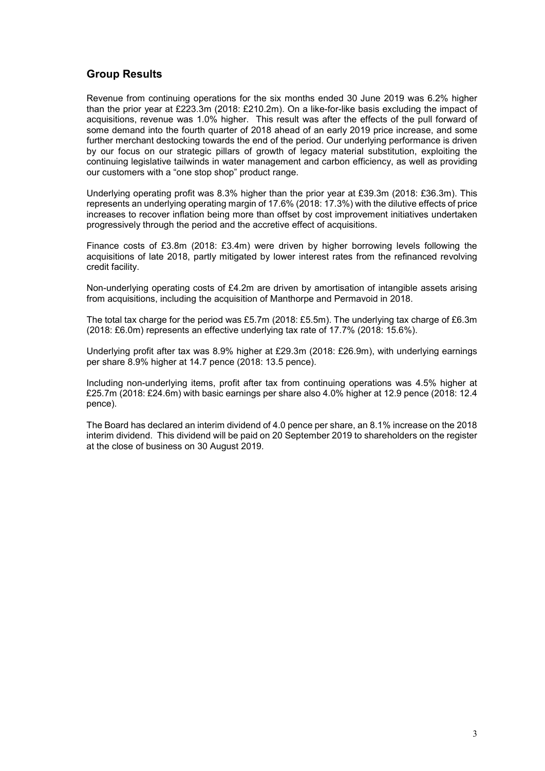## Group Results

Revenue from continuing operations for the six months ended 30 June 2019 was 6.2% higher than the prior year at £223.3m (2018: £210.2m). On a like-for-like basis excluding the impact of acquisitions, revenue was 1.0% higher. This result was after the effects of the pull forward of some demand into the fourth quarter of 2018 ahead of an early 2019 price increase, and some further merchant destocking towards the end of the period. Our underlying performance is driven by our focus on our strategic pillars of growth of legacy material substitution, exploiting the continuing legislative tailwinds in water management and carbon efficiency, as well as providing our customers with a "one stop shop" product range.

Underlying operating profit was 8.3% higher than the prior year at £39.3m (2018: £36.3m). This represents an underlying operating margin of 17.6% (2018: 17.3%) with the dilutive effects of price increases to recover inflation being more than offset by cost improvement initiatives undertaken progressively through the period and the accretive effect of acquisitions.

Finance costs of £3.8m (2018: £3.4m) were driven by higher borrowing levels following the acquisitions of late 2018, partly mitigated by lower interest rates from the refinanced revolving credit facility.

Non-underlying operating costs of £4.2m are driven by amortisation of intangible assets arising from acquisitions, including the acquisition of Manthorpe and Permavoid in 2018.

The total tax charge for the period was £5.7m (2018: £5.5m). The underlying tax charge of £6.3m (2018: £6.0m) represents an effective underlying tax rate of 17.7% (2018: 15.6%).

Underlying profit after tax was 8.9% higher at £29.3m (2018: £26.9m), with underlying earnings per share 8.9% higher at 14.7 pence (2018: 13.5 pence).

Including non-underlying items, profit after tax from continuing operations was 4.5% higher at £25.7m (2018: £24.6m) with basic earnings per share also 4.0% higher at 12.9 pence (2018: 12.4 pence).

The Board has declared an interim dividend of 4.0 pence per share, an 8.1% increase on the 2018 interim dividend. This dividend will be paid on 20 September 2019 to shareholders on the register at the close of business on 30 August 2019.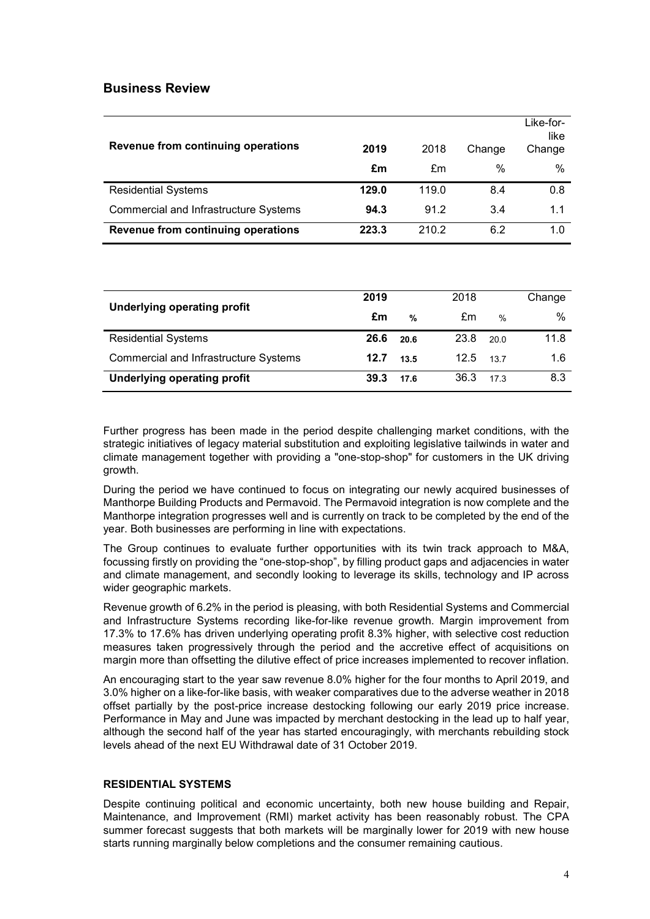## Business Review

| Revenue from continuing operations | 2019 | 2018 | Change | Like-for-like Change |
|---|---|---|---|---|
| | **£m** | £m | % | % |
| Residential Systems | **129.0** | 119.0 | 8.4 | 0.8 |
| Commercial and Infrastructure Systems | **94.3** | 91.2 | 3.4 | 1.1 |
| **Revenue from continuing operations** | **223.3** | 210.2 | 6.2 | 1.0 |

| Underlying operating profit | 2019 | | 2018 | | Change |
|---|---|---|---|---|---|
| | **£m** | **%** | £m | % | % |
| Residential Systems | **26.6** | **20.6** | 23.8 | 20.0 | 11.8 |
| Commercial and Infrastructure Systems | **12.7** | **13.5** | 12.5 | 13.7 | 1.6 |
| **Underlying operating profit** | **39.3** | **17.6** | 36.3 | 17.3 | 8.3 |

Further progress has been made in the period despite challenging market conditions, with the strategic initiatives of legacy material substitution and exploiting legislative tailwinds in water and climate management together with providing a "one-stop-shop" for customers in the UK driving growth.

During the period we have continued to focus on integrating our newly acquired businesses of Manthorpe Building Products and Permavoid. The Permavoid integration is now complete and the Manthorpe integration progresses well and is currently on track to be completed by the end of the year. Both businesses are performing in line with expectations.

The Group continues to evaluate further opportunities with its twin track approach to M&A, focussing firstly on providing the "one-stop-shop", by filling product gaps and adjacencies in water and climate management, and secondly looking to leverage its skills, technology and IP across wider geographic markets.

Revenue growth of 6.2% in the period is pleasing, with both Residential Systems and Commercial and Infrastructure Systems recording like-for-like revenue growth. Margin improvement from 17.3% to 17.6% has driven underlying operating profit 8.3% higher, with selective cost reduction measures taken progressively through the period and the accretive effect of acquisitions on margin more than offsetting the dilutive effect of price increases implemented to recover inflation.

An encouraging start to the year saw revenue 8.0% higher for the four months to April 2019, and 3.0% higher on a like-for-like basis, with weaker comparatives due to the adverse weather in 2018 offset partially by the post-price increase destocking following our early 2019 price increase. Performance in May and June was impacted by merchant destocking in the lead up to half year, although the second half of the year has started encouragingly, with merchants rebuilding stock levels ahead of the next EU Withdrawal date of 31 October 2019.

### RESIDENTIAL SYSTEMS

Despite continuing political and economic uncertainty, both new house building and Repair, Maintenance, and Improvement (RMI) market activity has been reasonably robust. The CPA summer forecast suggests that both markets will be marginally lower for 2019 with new house starts running marginally below completions and the consumer remaining cautious.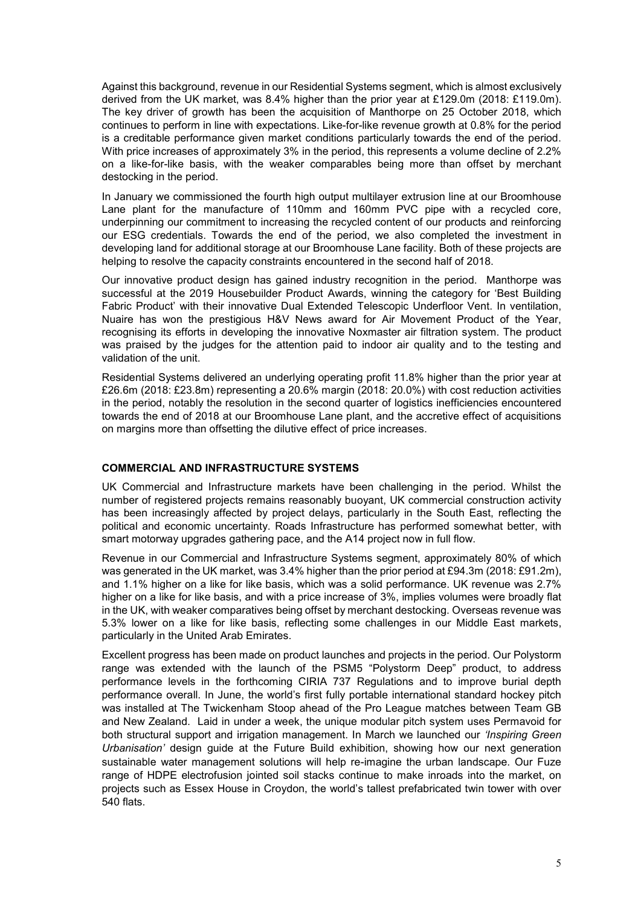Against this background, revenue in our Residential Systems segment, which is almost exclusively derived from the UK market, was 8.4% higher than the prior year at £129.0m (2018: £119.0m). The key driver of growth has been the acquisition of Manthorpe on 25 October 2018, which continues to perform in line with expectations. Like-for-like revenue growth at 0.8% for the period is a creditable performance given market conditions particularly towards the end of the period. With price increases of approximately 3% in the period, this represents a volume decline of 2.2% on a like-for-like basis, with the weaker comparables being more than offset by merchant destocking in the period.

In January we commissioned the fourth high output multilayer extrusion line at our Broomhouse Lane plant for the manufacture of 110mm and 160mm PVC pipe with a recycled core, underpinning our commitment to increasing the recycled content of our products and reinforcing our ESG credentials. Towards the end of the period, we also completed the investment in developing land for additional storage at our Broomhouse Lane facility. Both of these projects are helping to resolve the capacity constraints encountered in the second half of 2018.

Our innovative product design has gained industry recognition in the period. Manthorpe was successful at the 2019 Housebuilder Product Awards, winning the category for 'Best Building Fabric Product' with their innovative Dual Extended Telescopic Underfloor Vent. In ventilation, Nuaire has won the prestigious H&V News award for Air Movement Product of the Year, recognising its efforts in developing the innovative Noxmaster air filtration system. The product was praised by the judges for the attention paid to indoor air quality and to the testing and validation of the unit.

Residential Systems delivered an underlying operating profit 11.8% higher than the prior year at £26.6m (2018: £23.8m) representing a 20.6% margin (2018: 20.0%) with cost reduction activities in the period, notably the resolution in the second quarter of logistics inefficiencies encountered towards the end of 2018 at our Broomhouse Lane plant, and the accretive effect of acquisitions on margins more than offsetting the dilutive effect of price increases.

## COMMERCIAL AND INFRASTRUCTURE SYSTEMS

UK Commercial and Infrastructure markets have been challenging in the period. Whilst the number of registered projects remains reasonably buoyant, UK commercial construction activity has been increasingly affected by project delays, particularly in the South East, reflecting the political and economic uncertainty. Roads Infrastructure has performed somewhat better, with smart motorway upgrades gathering pace, and the A14 project now in full flow.

Revenue in our Commercial and Infrastructure Systems segment, approximately 80% of which was generated in the UK market, was 3.4% higher than the prior period at £94.3m (2018: £91.2m), and 1.1% higher on a like for like basis, which was a solid performance. UK revenue was 2.7% higher on a like for like basis, and with a price increase of 3%, implies volumes were broadly flat in the UK, with weaker comparatives being offset by merchant destocking. Overseas revenue was 5.3% lower on a like for like basis, reflecting some challenges in our Middle East markets, particularly in the United Arab Emirates.

Excellent progress has been made on product launches and projects in the period. Our Polystorm range was extended with the launch of the PSM5 "Polystorm Deep" product, to address performance levels in the forthcoming CIRIA 737 Regulations and to improve burial depth performance overall. In June, the world's first fully portable international standard hockey pitch was installed at The Twickenham Stoop ahead of the Pro League matches between Team GB and New Zealand. Laid in under a week, the unique modular pitch system uses Permavoid for both structural support and irrigation management. In March we launched our *'Inspiring Green Urbanisation'* design guide at the Future Build exhibition, showing how our next generation sustainable water management solutions will help re-imagine the urban landscape. Our Fuze range of HDPE electrofusion jointed soil stacks continue to make inroads into the market, on projects such as Essex House in Croydon, the world's tallest prefabricated twin tower with over 540 flats.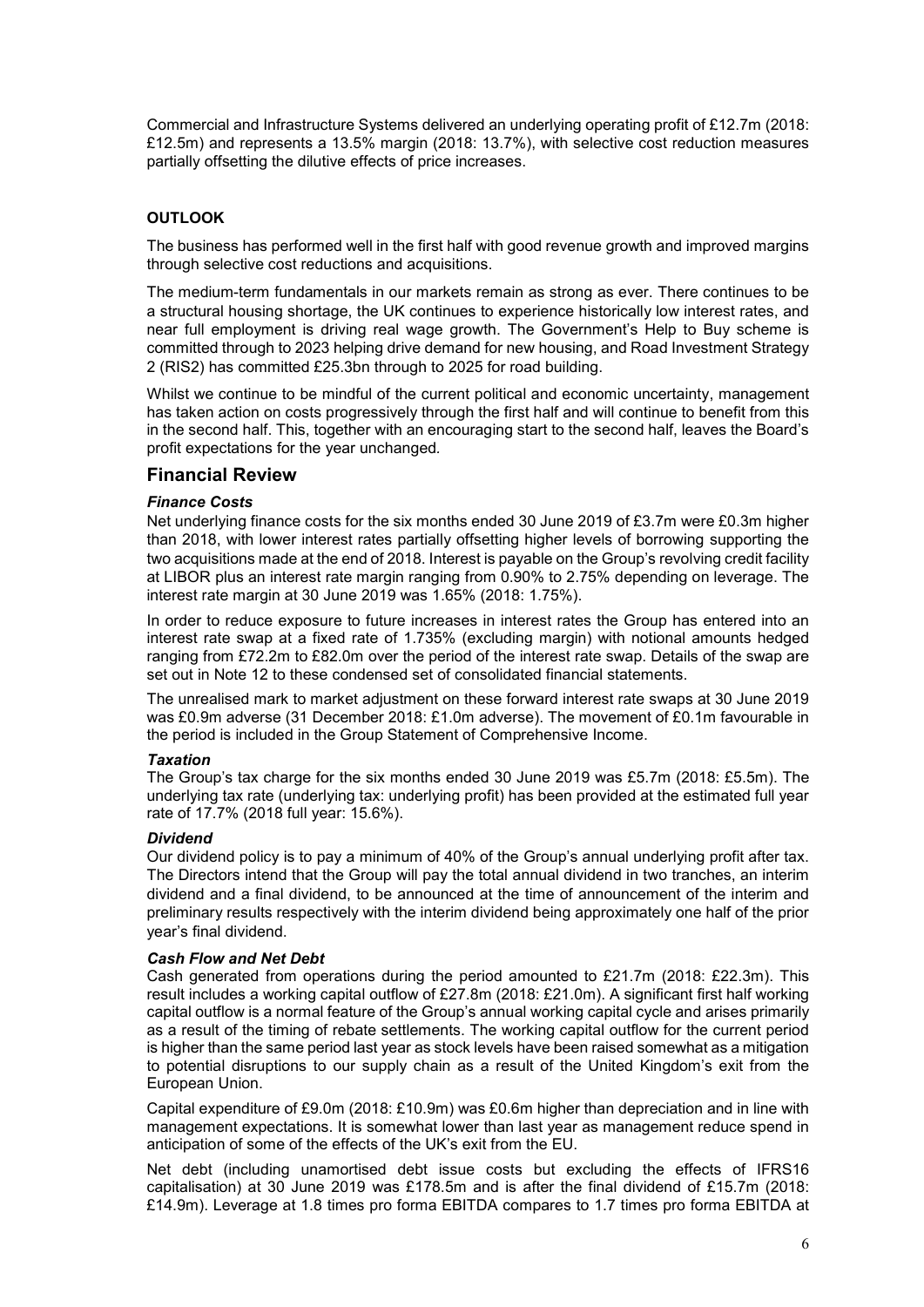Commercial and Infrastructure Systems delivered an underlying operating profit of £12.7m (2018: £12.5m) and represents a 13.5% margin (2018: 13.7%), with selective cost reduction measures partially offsetting the dilutive effects of price increases.

**OUTLOOK**

The business has performed well in the first half with good revenue growth and improved margins through selective cost reductions and acquisitions.

The medium-term fundamentals in our markets remain as strong as ever. There continues to be a structural housing shortage, the UK continues to experience historically low interest rates, and near full employment is driving real wage growth. The Government's Help to Buy scheme is committed through to 2023 helping drive demand for new housing, and Road Investment Strategy 2 (RIS2) has committed £25.3bn through to 2025 for road building.

Whilst we continue to be mindful of the current political and economic uncertainty, management has taken action on costs progressively through the first half and will continue to benefit from this in the second half. This, together with an encouraging start to the second half, leaves the Board's profit expectations for the year unchanged.

## Financial Review

### *Finance Costs*

Net underlying finance costs for the six months ended 30 June 2019 of £3.7m were £0.3m higher than 2018, with lower interest rates partially offsetting higher levels of borrowing supporting the two acquisitions made at the end of 2018. Interest is payable on the Group's revolving credit facility at LIBOR plus an interest rate margin ranging from 0.90% to 2.75% depending on leverage. The interest rate margin at 30 June 2019 was 1.65% (2018: 1.75%).

In order to reduce exposure to future increases in interest rates the Group has entered into an interest rate swap at a fixed rate of 1.735% (excluding margin) with notional amounts hedged ranging from £72.2m to £82.0m over the period of the interest rate swap. Details of the swap are set out in Note 12 to these condensed set of consolidated financial statements.

The unrealised mark to market adjustment on these forward interest rate swaps at 30 June 2019 was £0.9m adverse (31 December 2018: £1.0m adverse). The movement of £0.1m favourable in the period is included in the Group Statement of Comprehensive Income.

### *Taxation*

The Group's tax charge for the six months ended 30 June 2019 was £5.7m (2018: £5.5m). The underlying tax rate (underlying tax: underlying profit) has been provided at the estimated full year rate of 17.7% (2018 full year: 15.6%).

### *Dividend*

Our dividend policy is to pay a minimum of 40% of the Group's annual underlying profit after tax. The Directors intend that the Group will pay the total annual dividend in two tranches, an interim dividend and a final dividend, to be announced at the time of announcement of the interim and preliminary results respectively with the interim dividend being approximately one half of the prior year's final dividend.

### *Cash Flow and Net Debt*

Cash generated from operations during the period amounted to £21.7m (2018: £22.3m). This result includes a working capital outflow of £27.8m (2018: £21.0m). A significant first half working capital outflow is a normal feature of the Group's annual working capital cycle and arises primarily as a result of the timing of rebate settlements. The working capital outflow for the current period is higher than the same period last year as stock levels have been raised somewhat as a mitigation to potential disruptions to our supply chain as a result of the United Kingdom's exit from the European Union.

Capital expenditure of £9.0m (2018: £10.9m) was £0.6m higher than depreciation and in line with management expectations. It is somewhat lower than last year as management reduce spend in anticipation of some of the effects of the UK's exit from the EU.

Net debt (including unamortised debt issue costs but excluding the effects of IFRS16 capitalisation) at 30 June 2019 was £178.5m and is after the final dividend of £15.7m (2018: £14.9m). Leverage at 1.8 times pro forma EBITDA compares to 1.7 times pro forma EBITDA at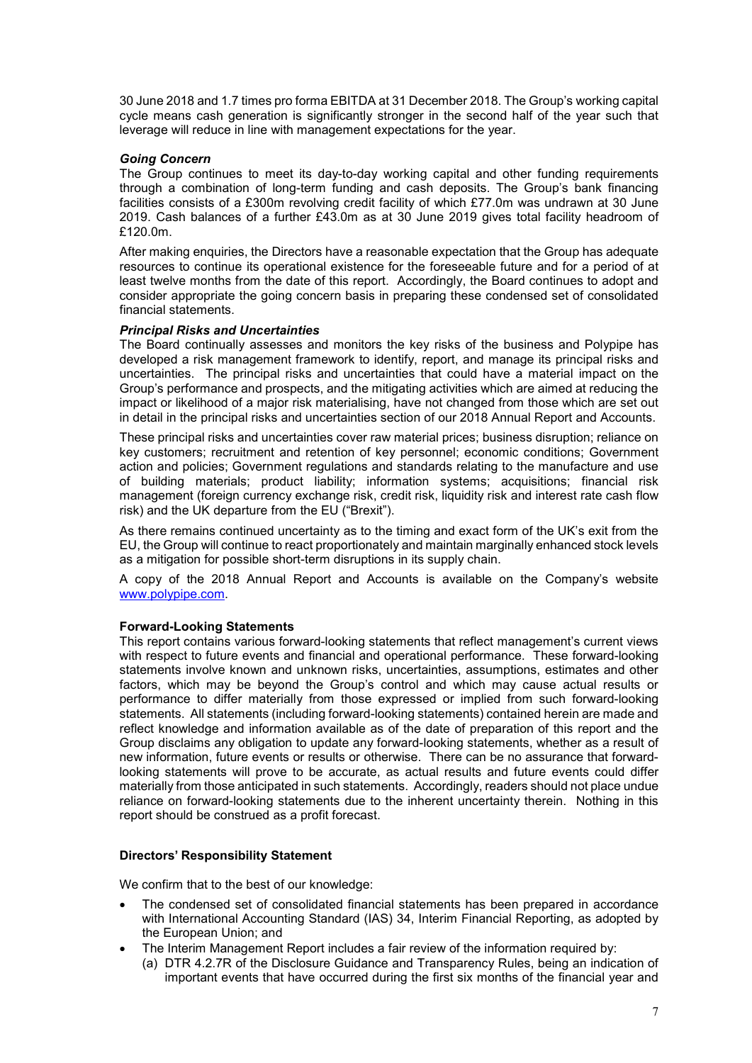30 June 2018 and 1.7 times pro forma EBITDA at 31 December 2018. The Group's working capital cycle means cash generation is significantly stronger in the second half of the year such that leverage will reduce in line with management expectations for the year.

***Going Concern***

The Group continues to meet its day-to-day working capital and other funding requirements through a combination of long-term funding and cash deposits. The Group's bank financing facilities consists of a £300m revolving credit facility of which £77.0m was undrawn at 30 June 2019. Cash balances of a further £43.0m as at 30 June 2019 gives total facility headroom of £120.0m.

After making enquiries, the Directors have a reasonable expectation that the Group has adequate resources to continue its operational existence for the foreseeable future and for a period of at least twelve months from the date of this report. Accordingly, the Board continues to adopt and consider appropriate the going concern basis in preparing these condensed set of consolidated financial statements.

***Principal Risks and Uncertainties***

The Board continually assesses and monitors the key risks of the business and Polypipe has developed a risk management framework to identify, report, and manage its principal risks and uncertainties. The principal risks and uncertainties that could have a material impact on the Group's performance and prospects, and the mitigating activities which are aimed at reducing the impact or likelihood of a major risk materialising, have not changed from those which are set out in detail in the principal risks and uncertainties section of our 2018 Annual Report and Accounts.

These principal risks and uncertainties cover raw material prices; business disruption; reliance on key customers; recruitment and retention of key personnel; economic conditions; Government action and policies; Government regulations and standards relating to the manufacture and use of building materials; product liability; information systems; acquisitions; financial risk management (foreign currency exchange risk, credit risk, liquidity risk and interest rate cash flow risk) and the UK departure from the EU ("Brexit").

As there remains continued uncertainty as to the timing and exact form of the UK's exit from the EU, the Group will continue to react proportionately and maintain marginally enhanced stock levels as a mitigation for possible short-term disruptions in its supply chain.

A copy of the 2018 Annual Report and Accounts is available on the Company's website www.polypipe.com.

**Forward-Looking Statements**

This report contains various forward-looking statements that reflect management's current views with respect to future events and financial and operational performance. These forward-looking statements involve known and unknown risks, uncertainties, assumptions, estimates and other factors, which may be beyond the Group's control and which may cause actual results or performance to differ materially from those expressed or implied from such forward-looking statements. All statements (including forward-looking statements) contained herein are made and reflect knowledge and information available as of the date of preparation of this report and the Group disclaims any obligation to update any forward-looking statements, whether as a result of new information, future events or results or otherwise. There can be no assurance that forward-looking statements will prove to be accurate, as actual results and future events could differ materially from those anticipated in such statements. Accordingly, readers should not place undue reliance on forward-looking statements due to the inherent uncertainty therein. Nothing in this report should be construed as a profit forecast.

**Directors' Responsibility Statement**

We confirm that to the best of our knowledge:

- The condensed set of consolidated financial statements has been prepared in accordance with International Accounting Standard (IAS) 34, Interim Financial Reporting, as adopted by the European Union; and
- The Interim Management Report includes a fair review of the information required by:
  (a) DTR 4.2.7R of the Disclosure Guidance and Transparency Rules, being an indication of important events that have occurred during the first six months of the financial year and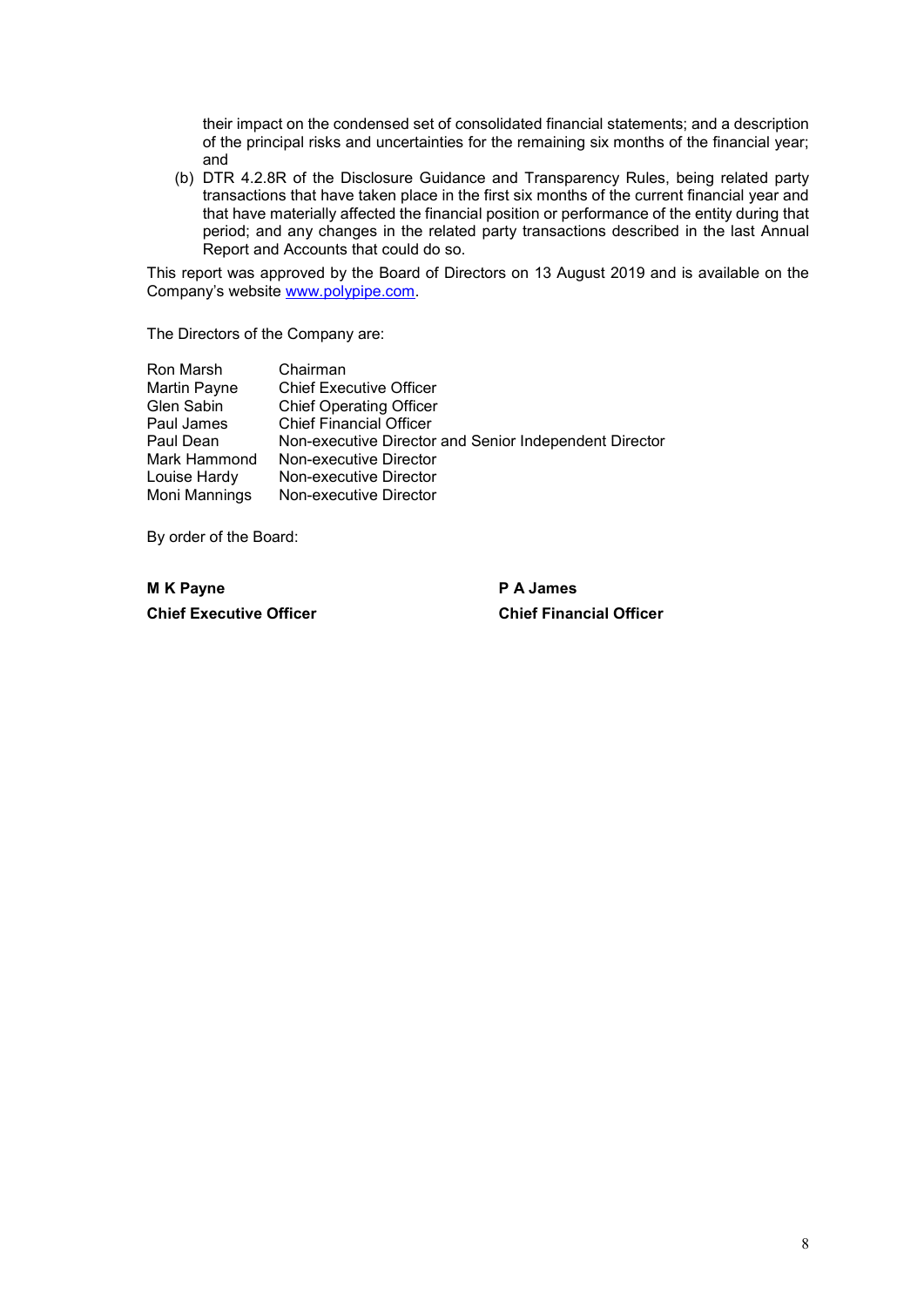their impact on the condensed set of consolidated financial statements; and a description of the principal risks and uncertainties for the remaining six months of the financial year; and

(b) DTR 4.2.8R of the Disclosure Guidance and Transparency Rules, being related party transactions that have taken place in the first six months of the current financial year and that have materially affected the financial position or performance of the entity during that period; and any changes in the related party transactions described in the last Annual Report and Accounts that could do so.

This report was approved by the Board of Directors on 13 August 2019 and is available on the Company's website www.polypipe.com.

The Directors of the Company are:

| | |
|---|---|
| Ron Marsh | Chairman |
| Martin Payne | Chief Executive Officer |
| Glen Sabin | Chief Operating Officer |
| Paul James | Chief Financial Officer |
| Paul Dean | Non-executive Director and Senior Independent Director |
| Mark Hammond | Non-executive Director |
| Louise Hardy | Non-executive Director |
| Moni Mannings | Non-executive Director |

By order of the Board:

**M K Payne**
**Chief Executive Officer**

**P A James**
**Chief Financial Officer**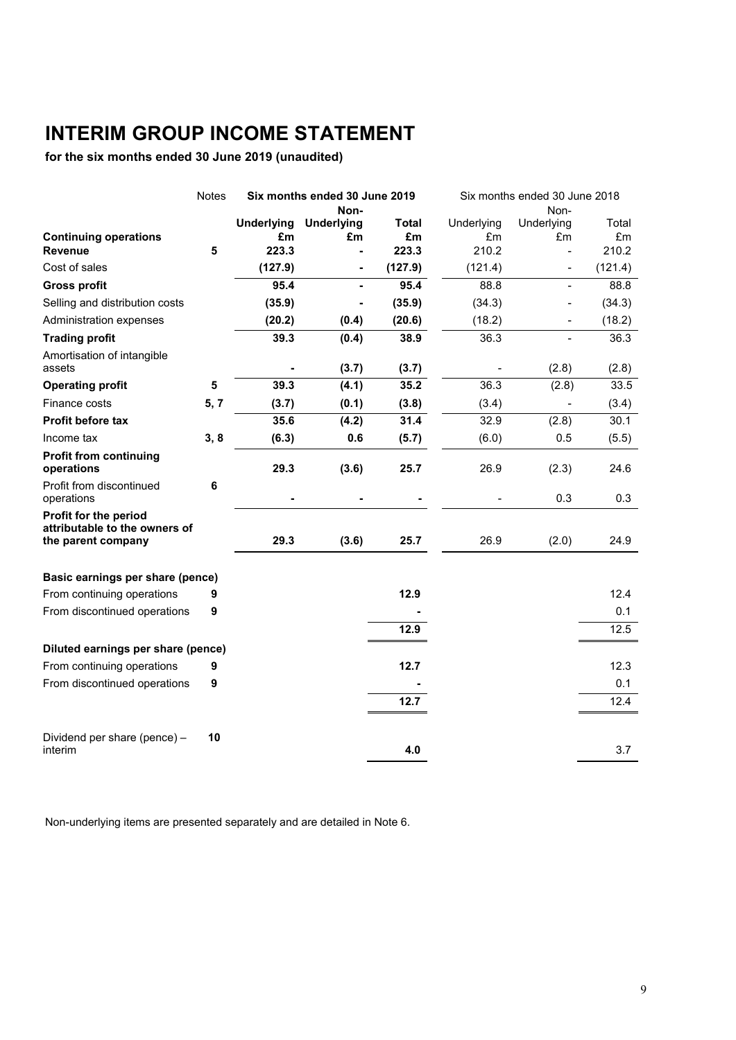# INTERIM GROUP INCOME STATEMENT

**for the six months ended 30 June 2019 (unaudited)**

| | Notes | **Six months ended 30 June 2019** | | | Six months ended 30 June 2018 | | |
|---|---|---|---|---|---|---|---|
| | | **Underlying** | **Non-Underlying** | **Total** | Underlying | Non-Underlying | Total |
| **Continuing operations** | | **£m** | **£m** | **£m** | £m | £m | £m |
| **Revenue** | **5** | **223.3** | **-** | **223.3** | 210.2 | - | 210.2 |
| Cost of sales | | **(127.9)** | **-** | **(127.9)** | (121.4) | - | (121.4) |
| **Gross profit** | | **95.4** | **-** | **95.4** | 88.8 | - | 88.8 |
| Selling and distribution costs | | **(35.9)** | **-** | **(35.9)** | (34.3) | - | (34.3) |
| Administration expenses | | **(20.2)** | **(0.4)** | **(20.6)** | (18.2) | - | (18.2) |
| **Trading profit** | | **39.3** | **(0.4)** | **38.9** | 36.3 | - | 36.3 |
| Amortisation of intangible assets | | **-** | **(3.7)** | **(3.7)** | - | (2.8) | (2.8) |
| **Operating profit** | **5** | **39.3** | **(4.1)** | **35.2** | 36.3 | (2.8) | 33.5 |
| Finance costs | **5, 7** | **(3.7)** | **(0.1)** | **(3.8)** | (3.4) | - | (3.4) |
| **Profit before tax** | | **35.6** | **(4.2)** | **31.4** | 32.9 | (2.8) | 30.1 |
| Income tax | **3, 8** | **(6.3)** | **0.6** | **(5.7)** | (6.0) | 0.5 | (5.5) |
| **Profit from continuing operations** | | **29.3** | **(3.6)** | **25.7** | 26.9 | (2.3) | 24.6 |
| Profit from discontinued operations | **6** | **-** | **-** | **-** | - | 0.3 | 0.3 |
| **Profit for the period attributable to the owners of the parent company** | | **29.3** | **(3.6)** | **25.7** | 26.9 | (2.0) | 24.9 |
| | | | | | | | |
| **Basic earnings per share (pence)** | | | | | | | |
| From continuing operations | **9** | | | **12.9** | | | 12.4 |
| From discontinued operations | **9** | | | **-** | | | 0.1 |
| | | | | **12.9** | | | 12.5 |
| **Diluted earnings per share (pence)** | | | | | | | |
| From continuing operations | **9** | | | **12.7** | | | 12.3 |
| From discontinued operations | **9** | | | **-** | | | 0.1 |
| | | | | **12.7** | | | 12.4 |
| | | | | | | | |
| Dividend per share (pence) – interim | **10** | | | **4.0** | | | 3.7 |

Non-underlying items are presented separately and are detailed in Note 6.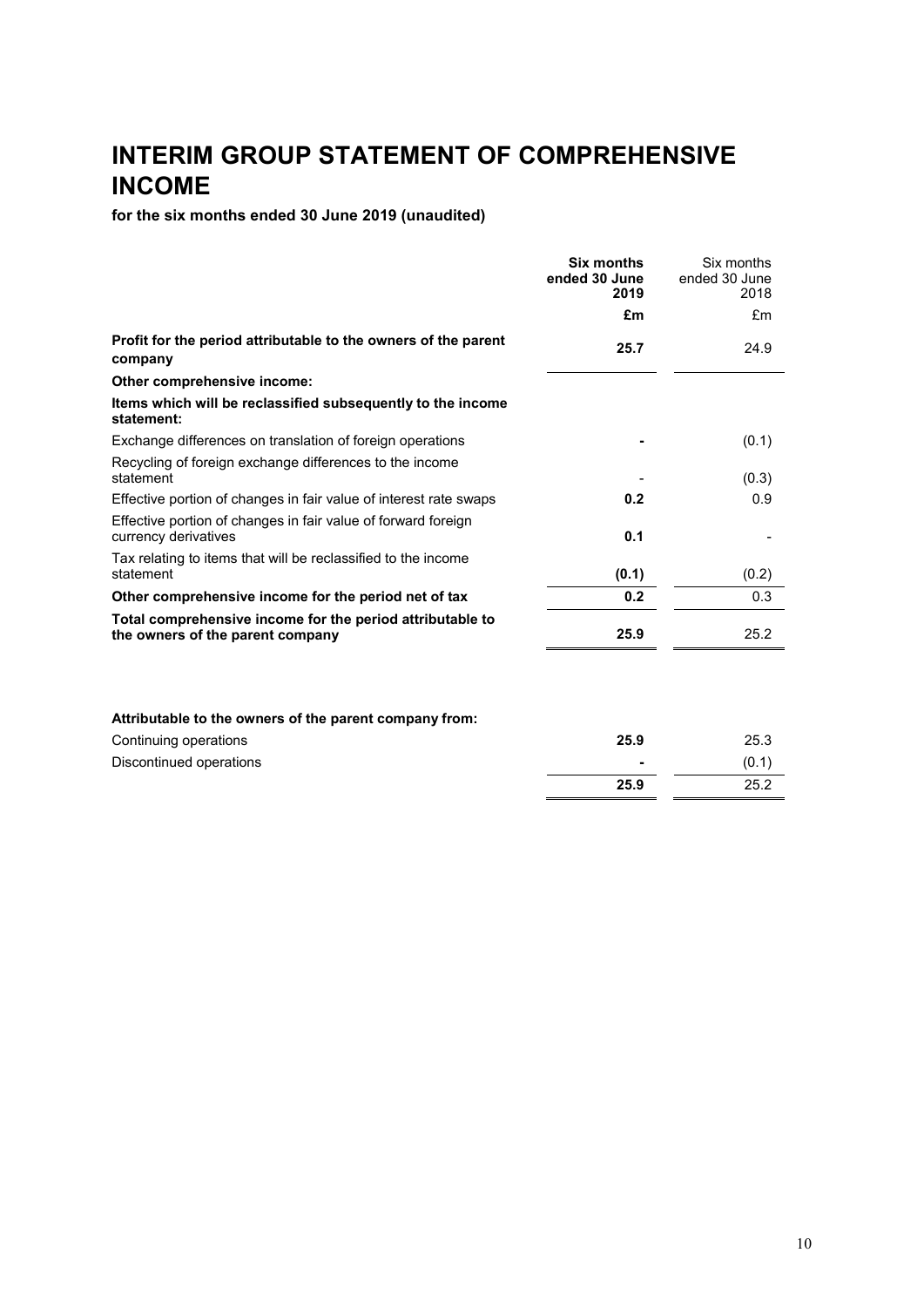# INTERIM GROUP STATEMENT OF COMPREHENSIVE INCOME

**for the six months ended 30 June 2019 (unaudited)**

| | **Six months ended 30 June 2019** | Six months ended 30 June 2018 |
|---|---|---|
| | **£m** | £m |
| **Profit for the period attributable to the owners of the parent company** | **25.7** | 24.9 |
| **Other comprehensive income:** | | |
| **Items which will be reclassified subsequently to the income statement:** | | |
| Exchange differences on translation of foreign operations | **-** | (0.1) |
| Recycling of foreign exchange differences to the income statement | - | (0.3) |
| Effective portion of changes in fair value of interest rate swaps | **0.2** | 0.9 |
| Effective portion of changes in fair value of forward foreign currency derivatives | **0.1** | - |
| Tax relating to items that will be reclassified to the income statement | **(0.1)** | (0.2) |
| **Other comprehensive income for the period net of tax** | **0.2** | 0.3 |
| **Total comprehensive income for the period attributable to the owners of the parent company** | **25.9** | 25.2 |

| **Attributable to the owners of the parent company from:** | | |
|---|---|---|
| Continuing operations | **25.9** | 25.3 |
| Discontinued operations | **-** | (0.1) |
| | **25.9** | 25.2 |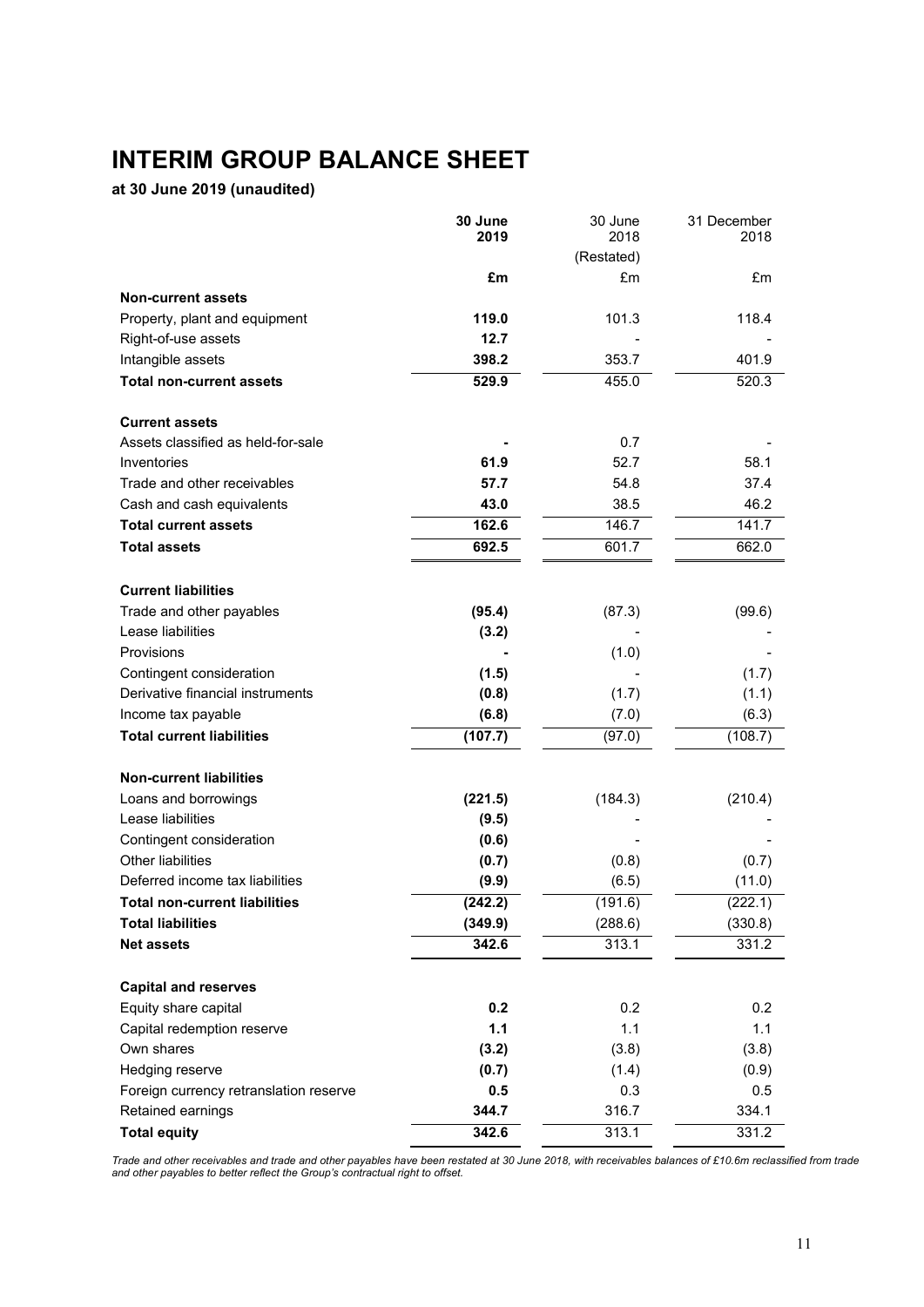# INTERIM GROUP BALANCE SHEET

**at 30 June 2019 (unaudited)**

| | **30 June 2019** | 30 June 2018 (Restated) | 31 December 2018 |
|---|---|---|---|
| | **£m** | £m | £m |
| **Non-current assets** | | | |
| Property, plant and equipment | **119.0** | 101.3 | 118.4 |
| Right-of-use assets | **12.7** | - | - |
| Intangible assets | **398.2** | 353.7 | 401.9 |
| **Total non-current assets** | **529.9** | 455.0 | 520.3 |
| | | | |
| **Current assets** | | | |
| Assets classified as held-for-sale | **-** | 0.7 | - |
| Inventories | **61.9** | 52.7 | 58.1 |
| Trade and other receivables | **57.7** | 54.8 | 37.4 |
| Cash and cash equivalents | **43.0** | 38.5 | 46.2 |
| **Total current assets** | **162.6** | 146.7 | 141.7 |
| **Total assets** | **692.5** | 601.7 | 662.0 |
| | | | |
| **Current liabilities** | | | |
| Trade and other payables | **(95.4)** | (87.3) | (99.6) |
| Lease liabilities | **(3.2)** | - | - |
| Provisions | **-** | (1.0) | - |
| Contingent consideration | **(1.5)** | - | (1.7) |
| Derivative financial instruments | **(0.8)** | (1.7) | (1.1) |
| Income tax payable | **(6.8)** | (7.0) | (6.3) |
| **Total current liabilities** | **(107.7)** | (97.0) | (108.7) |
| | | | |
| **Non-current liabilities** | | | |
| Loans and borrowings | **(221.5)** | (184.3) | (210.4) |
| Lease liabilities | **(9.5)** | - | - |
| Contingent consideration | **(0.6)** | - | - |
| Other liabilities | **(0.7)** | (0.8) | (0.7) |
| Deferred income tax liabilities | **(9.9)** | (6.5) | (11.0) |
| **Total non-current liabilities** | **(242.2)** | (191.6) | (222.1) |
| **Total liabilities** | **(349.9)** | (288.6) | (330.8) |
| **Net assets** | **342.6** | 313.1 | 331.2 |
| | | | |
| **Capital and reserves** | | | |
| Equity share capital | **0.2** | 0.2 | 0.2 |
| Capital redemption reserve | **1.1** | 1.1 | 1.1 |
| Own shares | **(3.2)** | (3.8) | (3.8) |
| Hedging reserve | **(0.7)** | (1.4) | (0.9) |
| Foreign currency retranslation reserve | **0.5** | 0.3 | 0.5 |
| Retained earnings | **344.7** | 316.7 | 334.1 |
| **Total equity** | **342.6** | 313.1 | 331.2 |

*Trade and other receivables and trade and other payables have been restated at 30 June 2018, with receivables balances of £10.6m reclassified from trade and other payables to better reflect the Group's contractual right to offset.*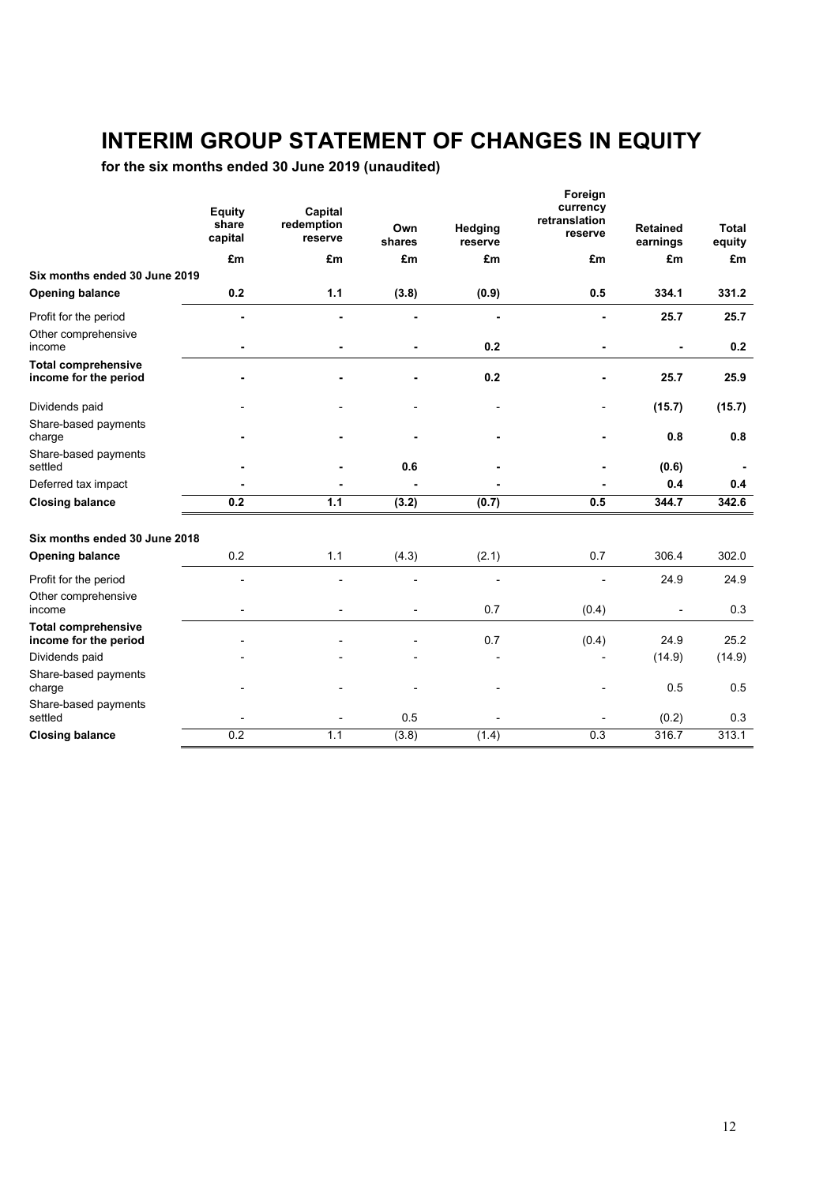# INTERIM GROUP STATEMENT OF CHANGES IN EQUITY

**for the six months ended 30 June 2019 (unaudited)**

| | Equity share capital | Capital redemption reserve | Own shares | Hedging reserve | Foreign currency retranslation reserve | Retained earnings | Total equity |
|---|---|---|---|---|---|---|---|
| | £m | £m | £m | £m | £m | £m | £m |
| **Six months ended 30 June 2019** | | | | | | | |
| **Opening balance** | **0.2** | **1.1** | **(3.8)** | **(0.9)** | **0.5** | **334.1** | **331.2** |
| Profit for the period | **-** | **-** | **-** | **-** | **-** | **25.7** | **25.7** |
| Other comprehensive income | **-** | **-** | **-** | **0.2** | **-** | **-** | **0.2** |
| **Total comprehensive income for the period** | **-** | **-** | **-** | **0.2** | **-** | **25.7** | **25.9** |
| Dividends paid | - | - | - | - | - | **(15.7)** | **(15.7)** |
| Share-based payments charge | **-** | **-** | **-** | **-** | **-** | **0.8** | **0.8** |
| Share-based payments settled | **-** | **-** | **0.6** | **-** | **-** | **(0.6)** | **-** |
| Deferred tax impact | **-** | **-** | **-** | **-** | **-** | **0.4** | **0.4** |
| **Closing balance** | **0.2** | **1.1** | **(3.2)** | **(0.7)** | **0.5** | **344.7** | **342.6** |
| | | | | | | | |
| **Six months ended 30 June 2018** | | | | | | | |
| **Opening balance** | 0.2 | 1.1 | (4.3) | (2.1) | 0.7 | 306.4 | 302.0 |
| Profit for the period | - | - | - | - | - | 24.9 | 24.9 |
| Other comprehensive income | - | - | - | 0.7 | (0.4) | - | 0.3 |
| **Total comprehensive income for the period** | - | - | - | 0.7 | (0.4) | 24.9 | 25.2 |
| Dividends paid | - | - | - | - | - | (14.9) | (14.9) |
| Share-based payments charge | - | - | - | - | - | 0.5 | 0.5 |
| Share-based payments settled | - | - | 0.5 | - | - | (0.2) | 0.3 |
| **Closing balance** | 0.2 | 1.1 | (3.8) | (1.4) | 0.3 | 316.7 | 313.1 |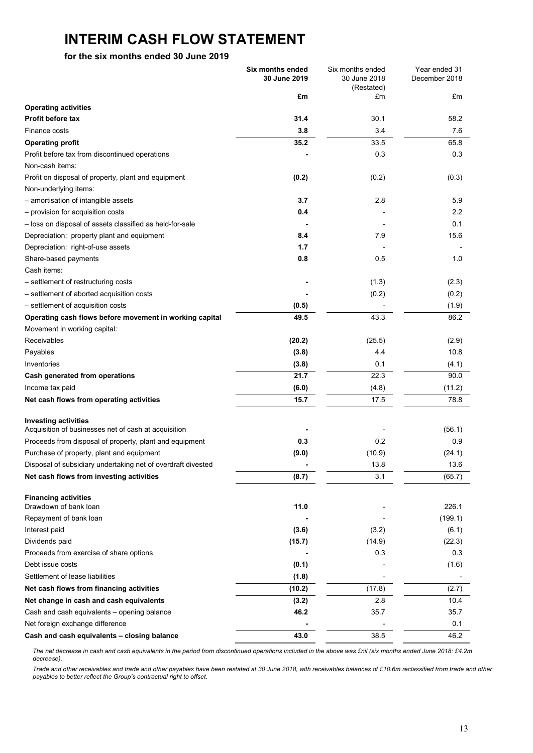# INTERIM CASH FLOW STATEMENT

**for the six months ended 30 June 2019**

| | **Six months ended 30 June 2019** | Six months ended 30 June 2018 (Restated) | Year ended 31 December 2018 |
|---|---|---|---|
| | **£m** | £m | £m |
| **Operating activities** | | | |
| **Profit before tax** | **31.4** | 30.1 | 58.2 |
| Finance costs | **3.8** | 3.4 | 7.6 |
| **Operating profit** | **35.2** | 33.5 | 65.8 |
| Profit before tax from discontinued operations | **-** | 0.3 | 0.3 |
| Non-cash items: | | | |
| Profit on disposal of property, plant and equipment | **(0.2)** | (0.2) | (0.3) |
| Non-underlying items: | | | |
| – amortisation of intangible assets | **3.7** | 2.8 | 5.9 |
| – provision for acquisition costs | **0.4** | - | 2.2 |
| – loss on disposal of assets classified as held-for-sale | **-** | - | 0.1 |
| Depreciation: property plant and equipment | **8.4** | 7.9 | 15.6 |
| Depreciation: right-of-use assets | **1.7** | - | - |
| Share-based payments | **0.8** | 0.5 | 1.0 |
| Cash items: | | | |
| – settlement of restructuring costs | **-** | (1.3) | (2.3) |
| – settlement of aborted acquisition costs | **-** | (0.2) | (0.2) |
| – settlement of acquisition costs | **(0.5)** | - | (1.9) |
| **Operating cash flows before movement in working capital** | **49.5** | 43.3 | 86.2 |
| Movement in working capital: | | | |
| Receivables | **(20.2)** | (25.5) | (2.9) |
| Payables | **(3.8)** | 4.4 | 10.8 |
| Inventories | **(3.8)** | 0.1 | (4.1) |
| **Cash generated from operations** | **21.7** | 22.3 | 90.0 |
| Income tax paid | **(6.0)** | (4.8) | (11.2) |
| **Net cash flows from operating activities** | **15.7** | 17.5 | 78.8 |
| **Investing activities** | | | |
| Acquisition of businesses net of cash at acquisition | **-** | - | (56.1) |
| Proceeds from disposal of property, plant and equipment | **0.3** | 0.2 | 0.9 |
| Purchase of property, plant and equipment | **(9.0)** | (10.9) | (24.1) |
| Disposal of subsidiary undertaking net of overdraft divested | **-** | 13.8 | 13.6 |
| **Net cash flows from investing activities** | **(8.7)** | 3.1 | (65.7) |
| **Financing activities** | | | |
| Drawdown of bank loan | **11.0** | - | 226.1 |
| Repayment of bank loan | **-** | - | (199.1) |
| Interest paid | **(3.6)** | (3.2) | (6.1) |
| Dividends paid | **(15.7)** | (14.9) | (22.3) |
| Proceeds from exercise of share options | **-** | 0.3 | 0.3 |
| Debt issue costs | **(0.1)** | - | (1.6) |
| Settlement of lease liabilities | **(1.8)** | - | - |
| **Net cash flows from financing activities** | **(10.2)** | (17.8) | (2.7) |
| **Net change in cash and cash equivalents** | **(3.2)** | 2.8 | 10.4 |
| Cash and cash equivalents – opening balance | **46.2** | 35.7 | 35.7 |
| Net foreign exchange difference | **-** | - | 0.1 |
| **Cash and cash equivalents – closing balance** | **43.0** | 38.5 | 46.2 |

*The net decrease in cash and cash equivalents in the period from discontinued operations included in the above was £nil (six months ended June 2018: £4.2m decrease).*

*Trade and other receivables and trade and other payables have been restated at 30 June 2018, with receivables balances of £10.6m reclassified from trade and other payables to better reflect the Group's contractual right to offset.*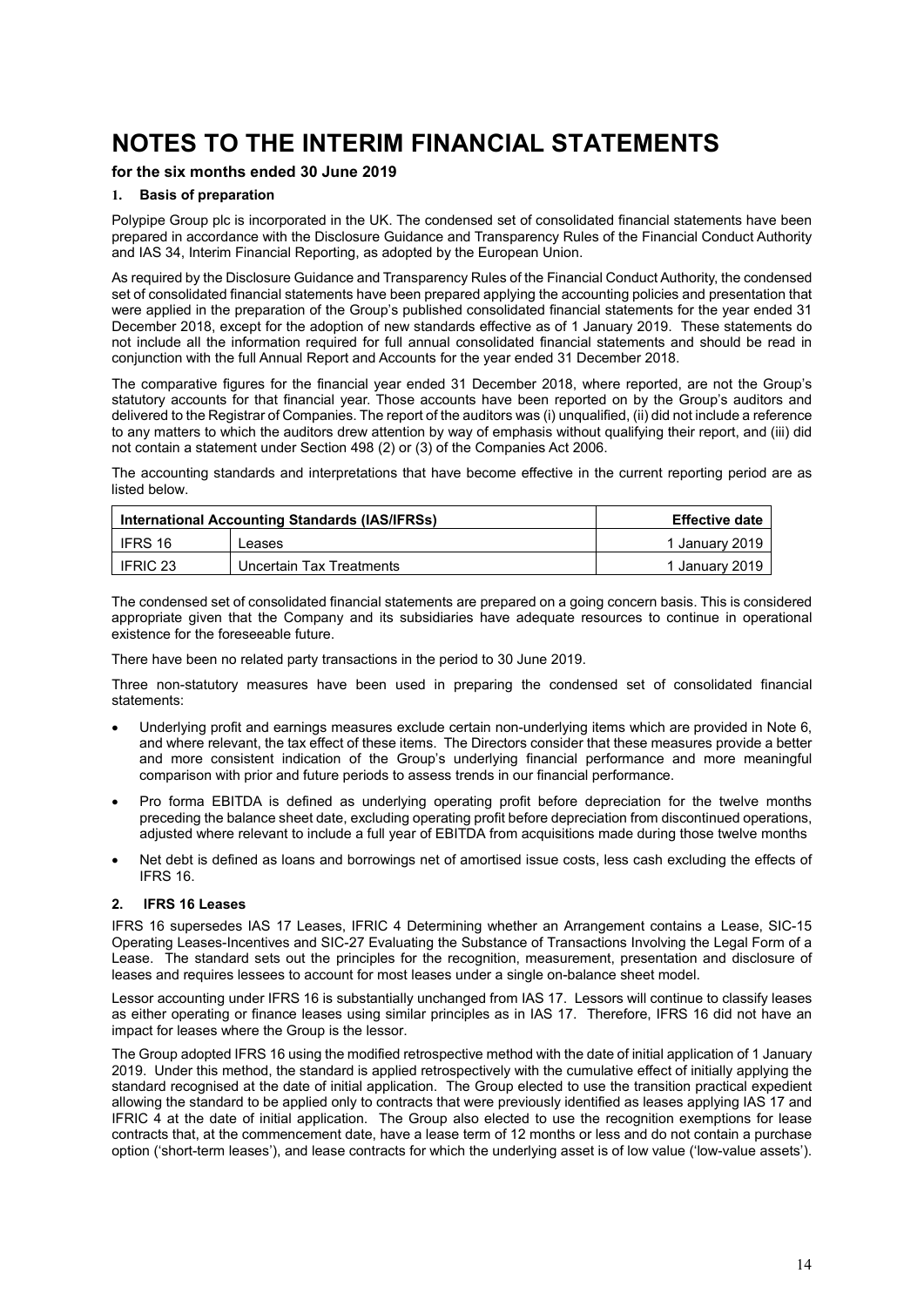# NOTES TO THE INTERIM FINANCIAL STATEMENTS

**for the six months ended 30 June 2019**

## 1. Basis of preparation

Polypipe Group plc is incorporated in the UK. The condensed set of consolidated financial statements have been prepared in accordance with the Disclosure Guidance and Transparency Rules of the Financial Conduct Authority and IAS 34, Interim Financial Reporting, as adopted by the European Union.

As required by the Disclosure Guidance and Transparency Rules of the Financial Conduct Authority, the condensed set of consolidated financial statements have been prepared applying the accounting policies and presentation that were applied in the preparation of the Group's published consolidated financial statements for the year ended 31 December 2018, except for the adoption of new standards effective as of 1 January 2019. These statements do not include all the information required for full annual consolidated financial statements and should be read in conjunction with the full Annual Report and Accounts for the year ended 31 December 2018.

The comparative figures for the financial year ended 31 December 2018, where reported, are not the Group's statutory accounts for that financial year. Those accounts have been reported on by the Group's auditors and delivered to the Registrar of Companies. The report of the auditors was (i) unqualified, (ii) did not include a reference to any matters to which the auditors drew attention by way of emphasis without qualifying their report, and (iii) did not contain a statement under Section 498 (2) or (3) of the Companies Act 2006.

The accounting standards and interpretations that have become effective in the current reporting period are as listed below.

| International Accounting Standards (IAS/IFRSs) | | Effective date |
|---|---|---|
| IFRS 16 | Leases | 1 January 2019 |
| IFRIC 23 | Uncertain Tax Treatments | 1 January 2019 |

The condensed set of consolidated financial statements are prepared on a going concern basis. This is considered appropriate given that the Company and its subsidiaries have adequate resources to continue in operational existence for the foreseeable future.

There have been no related party transactions in the period to 30 June 2019.

Three non-statutory measures have been used in preparing the condensed set of consolidated financial statements:

- Underlying profit and earnings measures exclude certain non-underlying items which are provided in Note 6, and where relevant, the tax effect of these items. The Directors consider that these measures provide a better and more consistent indication of the Group's underlying financial performance and more meaningful comparison with prior and future periods to assess trends in our financial performance.
- Pro forma EBITDA is defined as underlying operating profit before depreciation for the twelve months preceding the balance sheet date, excluding operating profit before depreciation from discontinued operations, adjusted where relevant to include a full year of EBITDA from acquisitions made during those twelve months
- Net debt is defined as loans and borrowings net of amortised issue costs, less cash excluding the effects of IFRS 16.

## 2. IFRS 16 Leases

IFRS 16 supersedes IAS 17 Leases, IFRIC 4 Determining whether an Arrangement contains a Lease, SIC-15 Operating Leases-Incentives and SIC-27 Evaluating the Substance of Transactions Involving the Legal Form of a Lease. The standard sets out the principles for the recognition, measurement, presentation and disclosure of leases and requires lessees to account for most leases under a single on-balance sheet model.

Lessor accounting under IFRS 16 is substantially unchanged from IAS 17. Lessors will continue to classify leases as either operating or finance leases using similar principles as in IAS 17. Therefore, IFRS 16 did not have an impact for leases where the Group is the lessor.

The Group adopted IFRS 16 using the modified retrospective method with the date of initial application of 1 January 2019. Under this method, the standard is applied retrospectively with the cumulative effect of initially applying the standard recognised at the date of initial application. The Group elected to use the transition practical expedient allowing the standard to be applied only to contracts that were previously identified as leases applying IAS 17 and IFRIC 4 at the date of initial application. The Group also elected to use the recognition exemptions for lease contracts that, at the commencement date, have a lease term of 12 months or less and do not contain a purchase option ('short-term leases'), and lease contracts for which the underlying asset is of low value ('low-value assets').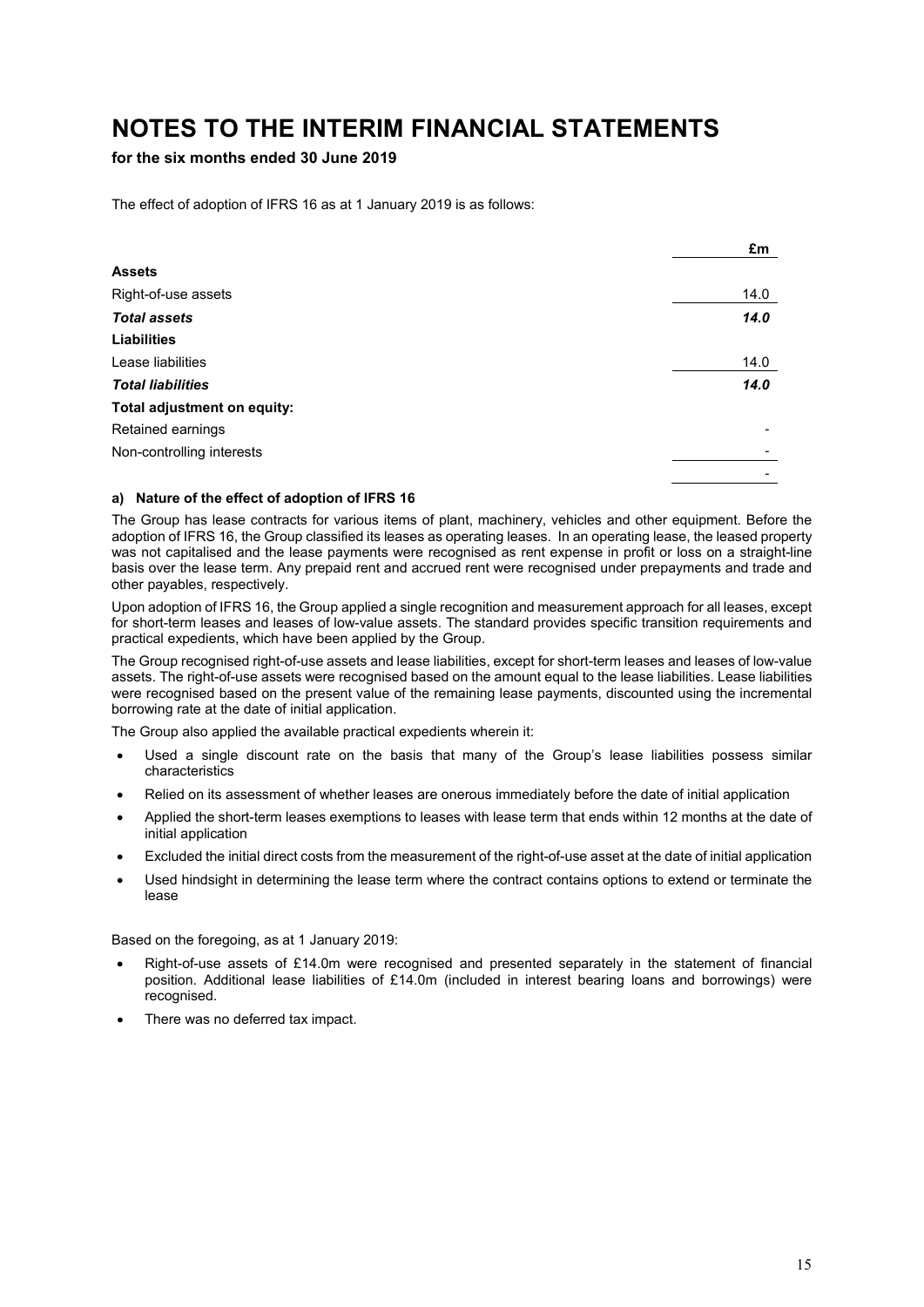# NOTES TO THE INTERIM FINANCIAL STATEMENTS

**for the six months ended 30 June 2019**

The effect of adoption of IFRS 16 as at 1 January 2019 is as follows:

| | £m |
|---|---|
| **Assets** | |
| Right-of-use assets | 14.0 |
| ***Total assets*** | ***14.0*** |
| **Liabilities** | |
| Lease liabilities | 14.0 |
| ***Total liabilities*** | ***14.0*** |
| **Total adjustment on equity:** | |
| Retained earnings | - |
| Non-controlling interests | - |
| | - |

**a) Nature of the effect of adoption of IFRS 16**

The Group has lease contracts for various items of plant, machinery, vehicles and other equipment. Before the adoption of IFRS 16, the Group classified its leases as operating leases. In an operating lease, the leased property was not capitalised and the lease payments were recognised as rent expense in profit or loss on a straight-line basis over the lease term. Any prepaid rent and accrued rent were recognised under prepayments and trade and other payables, respectively.

Upon adoption of IFRS 16, the Group applied a single recognition and measurement approach for all leases, except for short-term leases and leases of low-value assets. The standard provides specific transition requirements and practical expedients, which have been applied by the Group.

The Group recognised right-of-use assets and lease liabilities, except for short-term leases and leases of low-value assets. The right-of-use assets were recognised based on the amount equal to the lease liabilities. Lease liabilities were recognised based on the present value of the remaining lease payments, discounted using the incremental borrowing rate at the date of initial application.

The Group also applied the available practical expedients wherein it:

- Used a single discount rate on the basis that many of the Group's lease liabilities possess similar characteristics
- Relied on its assessment of whether leases are onerous immediately before the date of initial application
- Applied the short-term leases exemptions to leases with lease term that ends within 12 months at the date of initial application
- Excluded the initial direct costs from the measurement of the right-of-use asset at the date of initial application
- Used hindsight in determining the lease term where the contract contains options to extend or terminate the lease

Based on the foregoing, as at 1 January 2019:

- Right-of-use assets of £14.0m were recognised and presented separately in the statement of financial position. Additional lease liabilities of £14.0m (included in interest bearing loans and borrowings) were recognised.
- There was no deferred tax impact.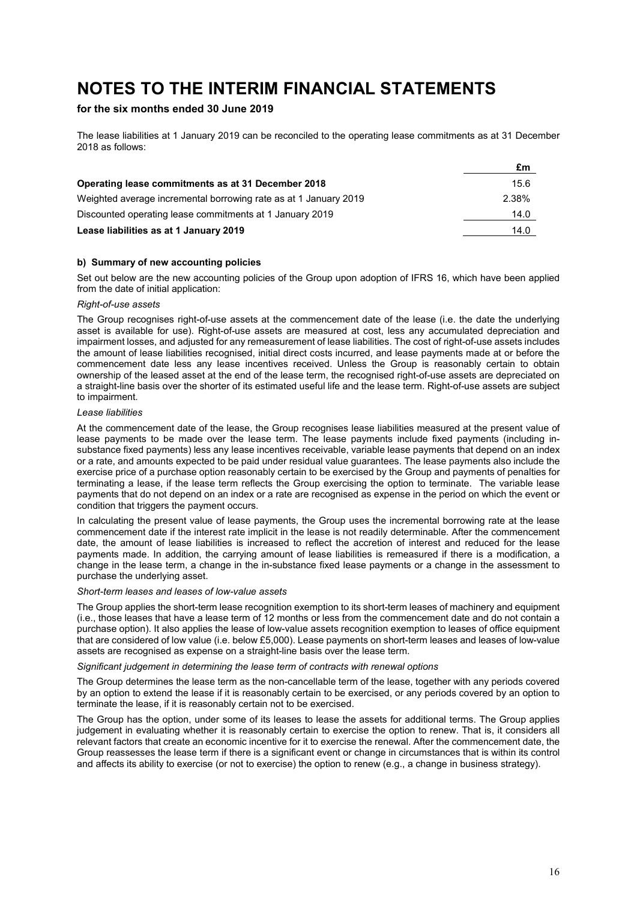# NOTES TO THE INTERIM FINANCIAL STATEMENTS

**for the six months ended 30 June 2019**

The lease liabilities at 1 January 2019 can be reconciled to the operating lease commitments as at 31 December 2018 as follows:

| | £m |
|---|---|
| **Operating lease commitments as at 31 December 2018** | 15.6 |
| Weighted average incremental borrowing rate as at 1 January 2019 | 2.38% |
| Discounted operating lease commitments at 1 January 2019 | 14.0 |
| **Lease liabilities as at 1 January 2019** | 14.0 |

**b) Summary of new accounting policies**

Set out below are the new accounting policies of the Group upon adoption of IFRS 16, which have been applied from the date of initial application:

*Right-of-use assets*

The Group recognises right-of-use assets at the commencement date of the lease (i.e. the date the underlying asset is available for use). Right-of-use assets are measured at cost, less any accumulated depreciation and impairment losses, and adjusted for any remeasurement of lease liabilities. The cost of right-of-use assets includes the amount of lease liabilities recognised, initial direct costs incurred, and lease payments made at or before the commencement date less any lease incentives received. Unless the Group is reasonably certain to obtain ownership of the leased asset at the end of the lease term, the recognised right-of-use assets are depreciated on a straight-line basis over the shorter of its estimated useful life and the lease term. Right-of-use assets are subject to impairment.

*Lease liabilities*

At the commencement date of the lease, the Group recognises lease liabilities measured at the present value of lease payments to be made over the lease term. The lease payments include fixed payments (including in-substance fixed payments) less any lease incentives receivable, variable lease payments that depend on an index or a rate, and amounts expected to be paid under residual value guarantees. The lease payments also include the exercise price of a purchase option reasonably certain to be exercised by the Group and payments of penalties for terminating a lease, if the lease term reflects the Group exercising the option to terminate. The variable lease payments that do not depend on an index or a rate are recognised as expense in the period on which the event or condition that triggers the payment occurs.

In calculating the present value of lease payments, the Group uses the incremental borrowing rate at the lease commencement date if the interest rate implicit in the lease is not readily determinable. After the commencement date, the amount of lease liabilities is increased to reflect the accretion of interest and reduced for the lease payments made. In addition, the carrying amount of lease liabilities is remeasured if there is a modification, a change in the lease term, a change in the in-substance fixed lease payments or a change in the assessment to purchase the underlying asset.

*Short-term leases and leases of low-value assets*

The Group applies the short-term lease recognition exemption to its short-term leases of machinery and equipment (i.e., those leases that have a lease term of 12 months or less from the commencement date and do not contain a purchase option). It also applies the lease of low-value assets recognition exemption to leases of office equipment that are considered of low value (i.e. below £5,000). Lease payments on short-term leases and leases of low-value assets are recognised as expense on a straight-line basis over the lease term.

*Significant judgement in determining the lease term of contracts with renewal options*

The Group determines the lease term as the non-cancellable term of the lease, together with any periods covered by an option to extend the lease if it is reasonably certain to be exercised, or any periods covered by an option to terminate the lease, if it is reasonably certain not to be exercised.

The Group has the option, under some of its leases to lease the assets for additional terms. The Group applies judgement in evaluating whether it is reasonably certain to exercise the option to renew. That is, it considers all relevant factors that create an economic incentive for it to exercise the renewal. After the commencement date, the Group reassesses the lease term if there is a significant event or change in circumstances that is within its control and affects its ability to exercise (or not to exercise) the option to renew (e.g., a change in business strategy).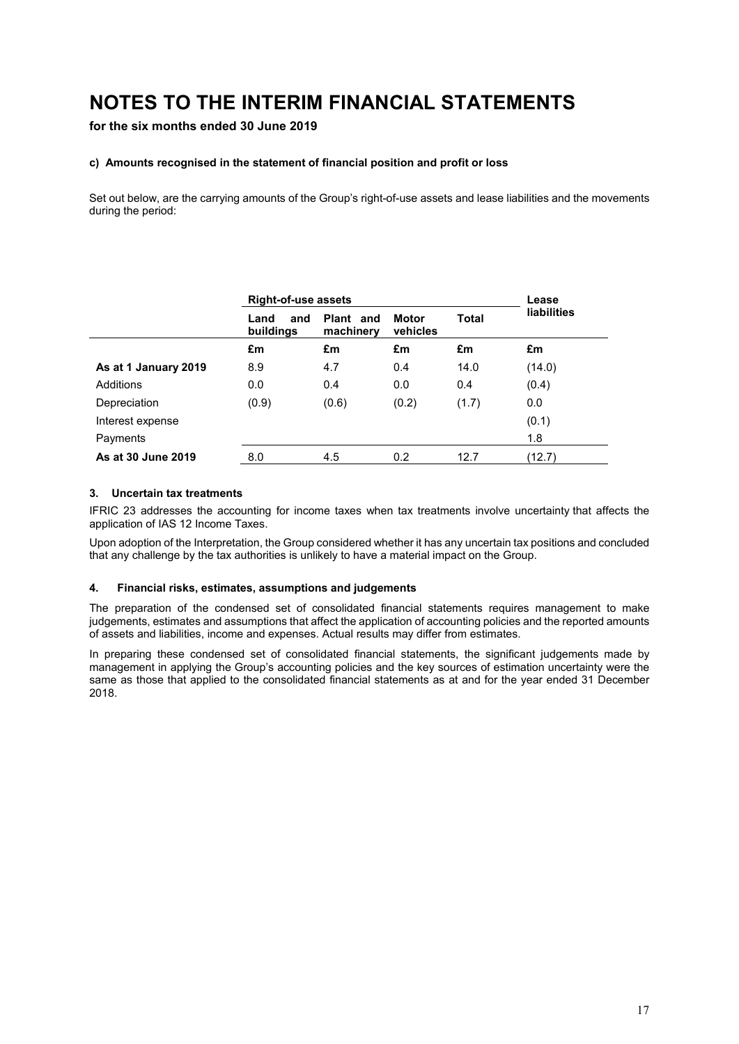# NOTES TO THE INTERIM FINANCIAL STATEMENTS

**for the six months ended 30 June 2019**

#### c) Amounts recognised in the statement of financial position and profit or loss

Set out below, are the carrying amounts of the Group's right-of-use assets and lease liabilities and the movements during the period:

| | Right-of-use assets | | | | Lease liabilities |
|---|---|---|---|---|---|
| | Land and buildings | Plant and machinery | Motor vehicles | Total | |
| | £m | £m | £m | £m | £m |
| **As at 1 January 2019** | 8.9 | 4.7 | 0.4 | 14.0 | (14.0) |
| Additions | 0.0 | 0.4 | 0.0 | 0.4 | (0.4) |
| Depreciation | (0.9) | (0.6) | (0.2) | (1.7) | 0.0 |
| Interest expense | | | | | (0.1) |
| Payments | | | | | 1.8 |
| **As at 30 June 2019** | 8.0 | 4.5 | 0.2 | 12.7 | (12.7) |

### 3. Uncertain tax treatments

IFRIC 23 addresses the accounting for income taxes when tax treatments involve uncertainty that affects the application of IAS 12 Income Taxes.

Upon adoption of the Interpretation, the Group considered whether it has any uncertain tax positions and concluded that any challenge by the tax authorities is unlikely to have a material impact on the Group.

### 4. Financial risks, estimates, assumptions and judgements

The preparation of the condensed set of consolidated financial statements requires management to make judgements, estimates and assumptions that affect the application of accounting policies and the reported amounts of assets and liabilities, income and expenses. Actual results may differ from estimates.

In preparing these condensed set of consolidated financial statements, the significant judgements made by management in applying the Group's accounting policies and the key sources of estimation uncertainty were the same as those that applied to the consolidated financial statements as at and for the year ended 31 December 2018.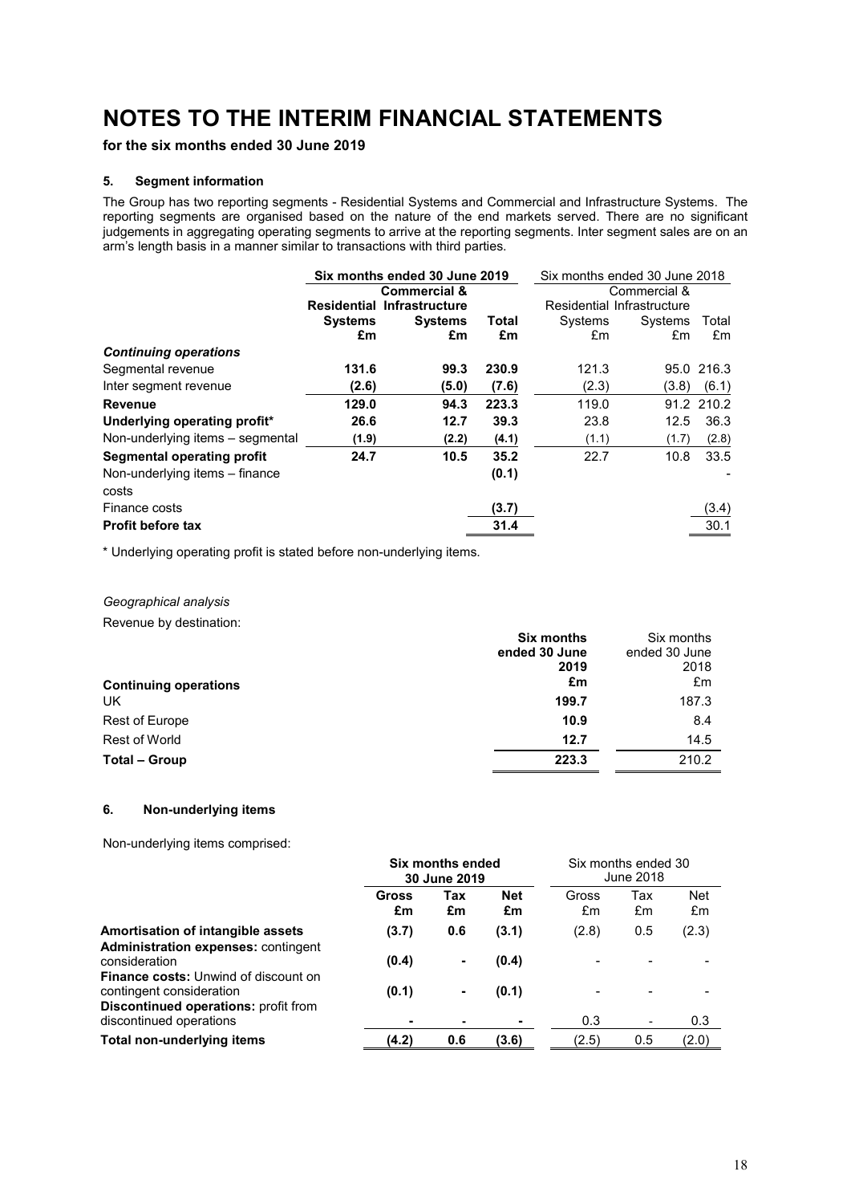# NOTES TO THE INTERIM FINANCIAL STATEMENTS

**for the six months ended 30 June 2019**

### 5. Segment information

The Group has two reporting segments - Residential Systems and Commercial and Infrastructure Systems. The reporting segments are organised based on the nature of the end markets served. There are no significant judgements in aggregating operating segments to arrive at the reporting segments. Inter segment sales are on an arm's length basis in a manner similar to transactions with third parties.

| | **Six months ended 30 June 2019** | | | Six months ended 30 June 2018 | | |
|---|---|---|---|---|---|---|
| | **Residential Systems £m** | **Commercial & Infrastructure Systems £m** | **Total £m** | Residential Systems £m | Commercial & Infrastructure Systems £m | Total £m |
| ***Continuing operations*** | | | | | | |
| Segmental revenue | **131.6** | **99.3** | **230.9** | 121.3 | 95.0 | 216.3 |
| Inter segment revenue | **(2.6)** | **(5.0)** | **(7.6)** | (2.3) | (3.8) | (6.1) |
| **Revenue** | **129.0** | **94.3** | **223.3** | 119.0 | 91.2 | 210.2 |
| **Underlying operating profit*** | **26.6** | **12.7** | **39.3** | 23.8 | 12.5 | 36.3 |
| Non-underlying items – segmental | **(1.9)** | **(2.2)** | **(4.1)** | (1.1) | (1.7) | (2.8) |
| **Segmental operating profit** | **24.7** | **10.5** | **35.2** | 22.7 | 10.8 | 33.5 |
| Non-underlying items – finance costs | | | **(0.1)** | | | - |
| Finance costs | | | **(3.7)** | | | (3.4) |
| **Profit before tax** | | | **31.4** | | | 30.1 |

\* Underlying operating profit is stated before non-underlying items.

*Geographical analysis*

Revenue by destination:

| | **Six months ended 30 June 2019 £m** | Six months ended 30 June 2018 £m |
|---|---|---|
| **Continuing operations** | | |
| UK | **199.7** | 187.3 |
| Rest of Europe | **10.9** | 8.4 |
| Rest of World | **12.7** | 14.5 |
| **Total – Group** | **223.3** | 210.2 |

### 6. Non-underlying items

Non-underlying items comprised:

| | **Six months ended 30 June 2019** | | | Six months ended 30 June 2018 | | |
|---|---|---|---|---|---|---|
| | **Gross £m** | **Tax £m** | **Net £m** | Gross £m | Tax £m | Net £m |
| **Amortisation of intangible assets** | **(3.7)** | **0.6** | **(3.1)** | (2.8) | 0.5 | (2.3) |
| **Administration expenses:** contingent consideration | **(0.4)** | **-** | **(0.4)** | - | - | - |
| **Finance costs:** Unwind of discount on contingent consideration | **(0.1)** | **-** | **(0.1)** | - | - | - |
| **Discontinued operations:** profit from discontinued operations | **-** | **-** | **-** | 0.3 | - | 0.3 |
| **Total non-underlying items** | **(4.2)** | **0.6** | **(3.6)** | (2.5) | 0.5 | (2.0) |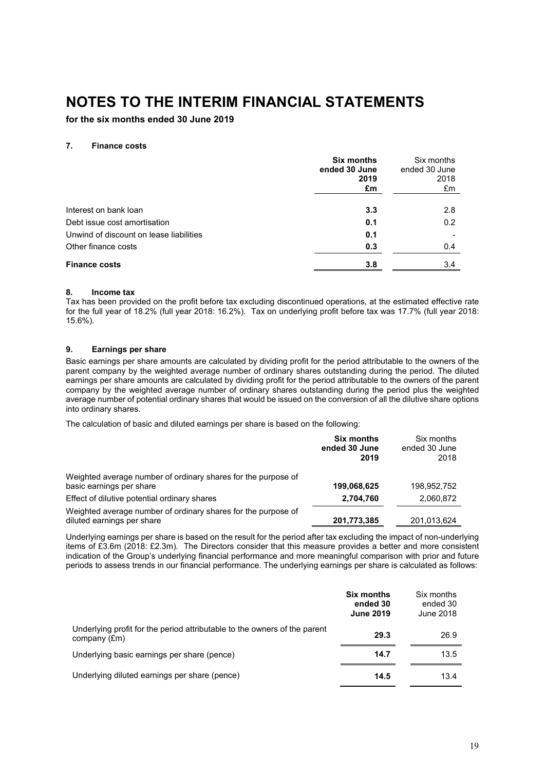# NOTES TO THE INTERIM FINANCIAL STATEMENTS

**for the six months ended 30 June 2019**

### 7. Finance costs

| | **Six months ended 30 June 2019 £m** | Six months ended 30 June 2018 £m |
|---|---|---|
| Interest on bank loan | **3.3** | 2.8 |
| Debt issue cost amortisation | **0.1** | 0.2 |
| Unwind of discount on lease liabilities | **0.1** | - |
| Other finance costs | **0.3** | 0.4 |
| **Finance costs** | **3.8** | 3.4 |

### 8. Income tax

Tax has been provided on the profit before tax excluding discontinued operations, at the estimated effective rate for the full year of 18.2% (full year 2018: 16.2%). Tax on underlying profit before tax was 17.7% (full year 2018: 15.6%).

### 9. Earnings per share

Basic earnings per share amounts are calculated by dividing profit for the period attributable to the owners of the parent company by the weighted average number of ordinary shares outstanding during the period. The diluted earnings per share amounts are calculated by dividing profit for the period attributable to the owners of the parent company by the weighted average number of ordinary shares outstanding during the period plus the weighted average number of potential ordinary shares that would be issued on the conversion of all the dilutive share options into ordinary shares.

The calculation of basic and diluted earnings per share is based on the following:

| | **Six months ended 30 June 2019** | Six months ended 30 June 2018 |
|---|---|---|
| Weighted average number of ordinary shares for the purpose of basic earnings per share | **199,068,625** | 198,952,752 |
| Effect of dilutive potential ordinary shares | **2,704,760** | 2,060,872 |
| Weighted average number of ordinary shares for the purpose of diluted earnings per share | **201,773,385** | 201,013,624 |

Underlying earnings per share is based on the result for the period after tax excluding the impact of non-underlying items of £3.6m (2018: £2.3m). The Directors consider that this measure provides a better and more consistent indication of the Group's underlying financial performance and more meaningful comparison with prior and future periods to assess trends in our financial performance. The underlying earnings per share is calculated as follows:

| | **Six months ended 30 June 2019** | Six months ended 30 June 2018 |
|---|---|---|
| Underlying profit for the period attributable to the owners of the parent company (£m) | **29.3** | 26.9 |
| Underlying basic earnings per share (pence) | **14.7** | 13.5 |
| Underlying diluted earnings per share (pence) | **14.5** | 13.4 |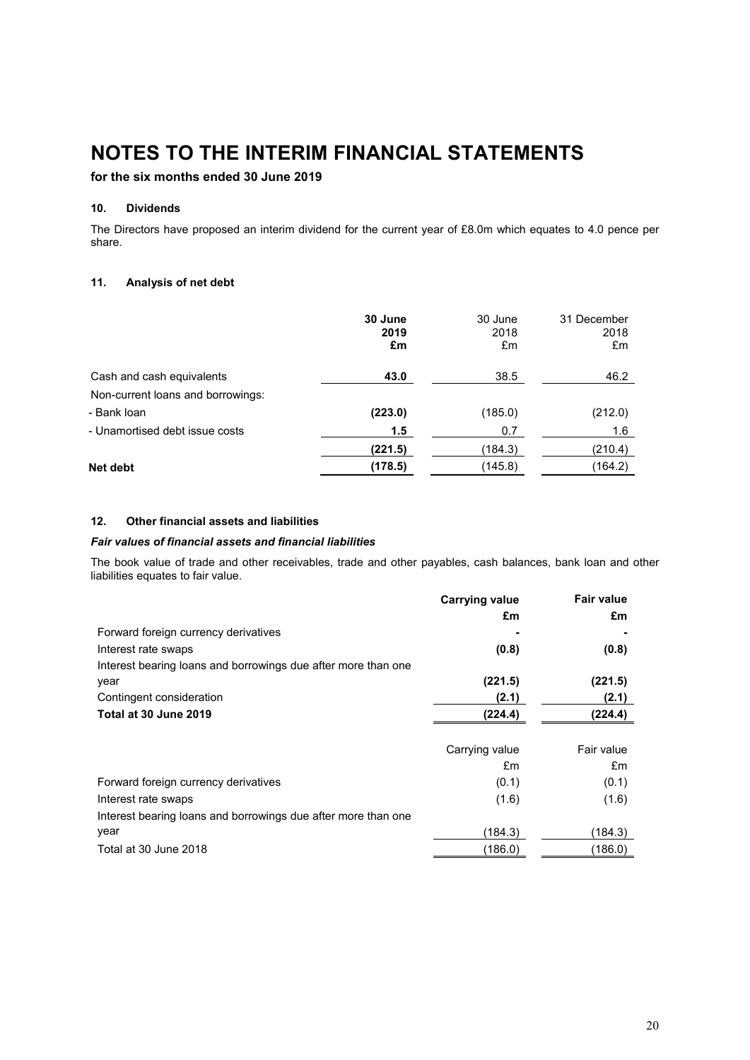# NOTES TO THE INTERIM FINANCIAL STATEMENTS

**for the six months ended 30 June 2019**

### 10. Dividends

The Directors have proposed an interim dividend for the current year of £8.0m which equates to 4.0 pence per share.

### 11. Analysis of net debt

| | **30 June 2019 £m** | 30 June 2018 £m | 31 December 2018 £m |
|---|---|---|---|
| Cash and cash equivalents | **43.0** | 38.5 | 46.2 |
| Non-current loans and borrowings: | | | |
| - Bank loan | **(223.0)** | (185.0) | (212.0) |
| - Unamortised debt issue costs | **1.5** | 0.7 | 1.6 |
| | **(221.5)** | (184.3) | (210.4) |
| **Net debt** | **(178.5)** | (145.8) | (164.2) |

### 12. Other financial assets and liabilities

***Fair values of financial assets and financial liabilities***

The book value of trade and other receivables, trade and other payables, cash balances, bank loan and other liabilities equates to fair value.

| | **Carrying value £m** | **Fair value £m** |
|---|---|---|
| Forward foreign currency derivatives | **-** | **-** |
| Interest rate swaps | **(0.8)** | **(0.8)** |
| Interest bearing loans and borrowings due after more than one year | **(221.5)** | **(221.5)** |
| Contingent consideration | **(2.1)** | **(2.1)** |
| **Total at 30 June 2019** | **(224.4)** | **(224.4)** |

| | Carrying value £m | Fair value £m |
|---|---|---|
| Forward foreign currency derivatives | (0.1) | (0.1) |
| Interest rate swaps | (1.6) | (1.6) |
| Interest bearing loans and borrowings due after more than one year | (184.3) | (184.3) |
| Total at 30 June 2018 | (186.0) | (186.0) |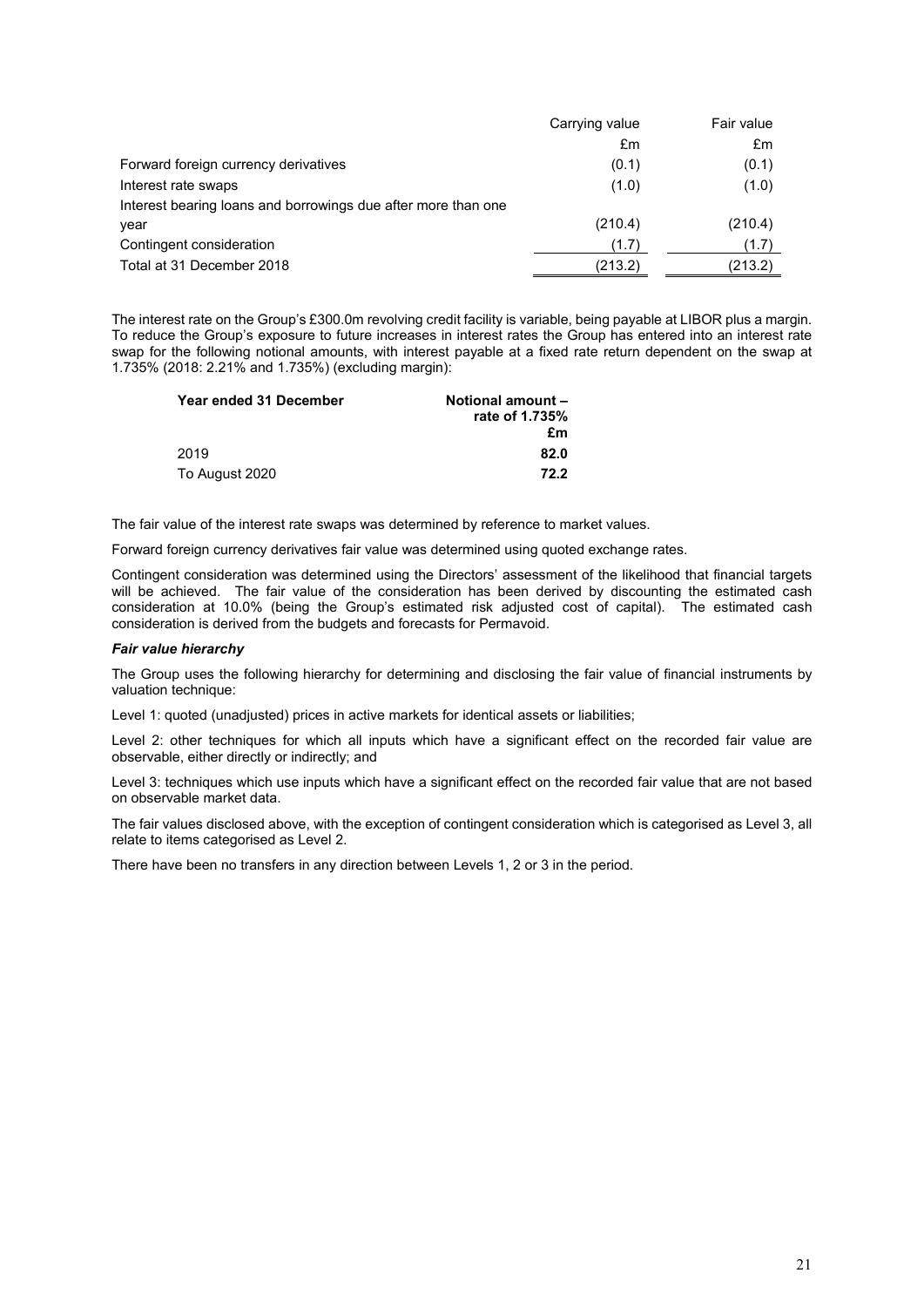| | Carrying value | Fair value |
|---|---|---|
| | £m | £m |
| Forward foreign currency derivatives | (0.1) | (0.1) |
| Interest rate swaps | (1.0) | (1.0) |
| Interest bearing loans and borrowings due after more than one year | (210.4) | (210.4) |
| Contingent consideration | (1.7) | (1.7) |
| Total at 31 December 2018 | (213.2) | (213.2) |

The interest rate on the Group's £300.0m revolving credit facility is variable, being payable at LIBOR plus a margin. To reduce the Group's exposure to future increases in interest rates the Group has entered into an interest rate swap for the following notional amounts, with interest payable at a fixed rate return dependent on the swap at 1.735% (2018: 2.21% and 1.735%) (excluding margin):

| Year ended 31 December | Notional amount – rate of 1.735% £m |
|---|---|
| 2019 | **82.0** |
| To August 2020 | **72.2** |

The fair value of the interest rate swaps was determined by reference to market values.

Forward foreign currency derivatives fair value was determined using quoted exchange rates.

Contingent consideration was determined using the Directors' assessment of the likelihood that financial targets will be achieved. The fair value of the consideration has been derived by discounting the estimated cash consideration at 10.0% (being the Group's estimated risk adjusted cost of capital). The estimated cash consideration is derived from the budgets and forecasts for Permavoid.

***Fair value hierarchy***

The Group uses the following hierarchy for determining and disclosing the fair value of financial instruments by valuation technique:

Level 1: quoted (unadjusted) prices in active markets for identical assets or liabilities;

Level 2: other techniques for which all inputs which have a significant effect on the recorded fair value are observable, either directly or indirectly; and

Level 3: techniques which use inputs which have a significant effect on the recorded fair value that are not based on observable market data.

The fair values disclosed above, with the exception of contingent consideration which is categorised as Level 3, all relate to items categorised as Level 2.

There have been no transfers in any direction between Levels 1, 2 or 3 in the period.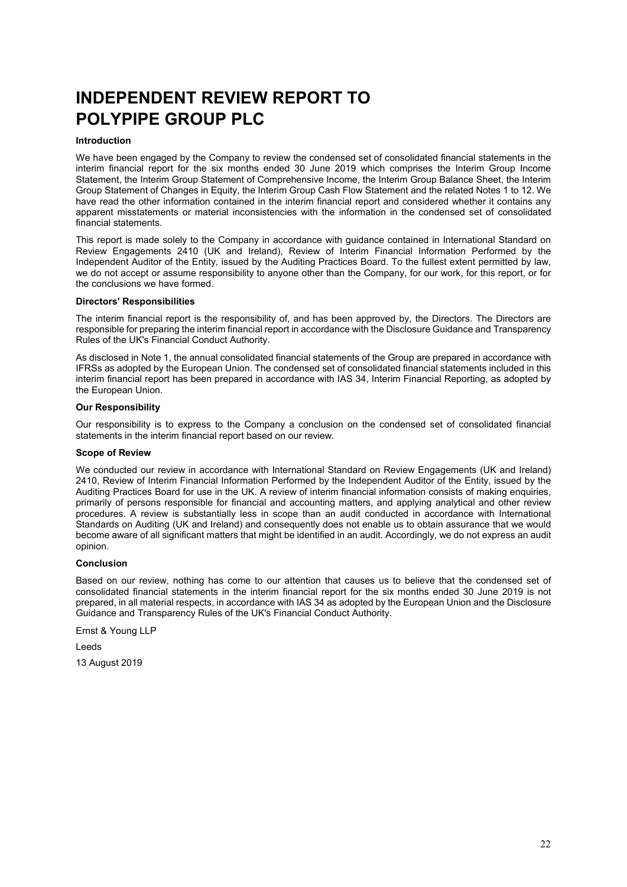# INDEPENDENT REVIEW REPORT TO POLYPIPE GROUP PLC

**Introduction**

We have been engaged by the Company to review the condensed set of consolidated financial statements in the interim financial report for the six months ended 30 June 2019 which comprises the Interim Group Income Statement, the Interim Group Statement of Comprehensive Income, the Interim Group Balance Sheet, the Interim Group Statement of Changes in Equity, the Interim Group Cash Flow Statement and the related Notes 1 to 12. We have read the other information contained in the interim financial report and considered whether it contains any apparent misstatements or material inconsistencies with the information in the condensed set of consolidated financial statements.

This report is made solely to the Company in accordance with guidance contained in International Standard on Review Engagements 2410 (UK and Ireland), Review of Interim Financial Information Performed by the Independent Auditor of the Entity, issued by the Auditing Practices Board. To the fullest extent permitted by law, we do not accept or assume responsibility to anyone other than the Company, for our work, for this report, or for the conclusions we have formed.

**Directors' Responsibilities**

The interim financial report is the responsibility of, and has been approved by, the Directors. The Directors are responsible for preparing the interim financial report in accordance with the Disclosure Guidance and Transparency Rules of the UK's Financial Conduct Authority.

As disclosed in Note 1, the annual consolidated financial statements of the Group are prepared in accordance with IFRSs as adopted by the European Union. The condensed set of consolidated financial statements included in this interim financial report has been prepared in accordance with IAS 34, Interim Financial Reporting, as adopted by the European Union.

**Our Responsibility**

Our responsibility is to express to the Company a conclusion on the condensed set of consolidated financial statements in the interim financial report based on our review.

**Scope of Review**

We conducted our review in accordance with International Standard on Review Engagements (UK and Ireland) 2410, Review of Interim Financial Information Performed by the Independent Auditor of the Entity, issued by the Auditing Practices Board for use in the UK. A review of interim financial information consists of making enquiries, primarily of persons responsible for financial and accounting matters, and applying analytical and other review procedures. A review is substantially less in scope than an audit conducted in accordance with International Standards on Auditing (UK and Ireland) and consequently does not enable us to obtain assurance that we would become aware of all significant matters that might be identified in an audit. Accordingly, we do not express an audit opinion.

**Conclusion**

Based on our review, nothing has come to our attention that causes us to believe that the condensed set of consolidated financial statements in the interim financial report for the six months ended 30 June 2019 is not prepared, in all material respects, in accordance with IAS 34 as adopted by the European Union and the Disclosure Guidance and Transparency Rules of the UK's Financial Conduct Authority.

Ernst & Young LLP

Leeds

13 August 2019